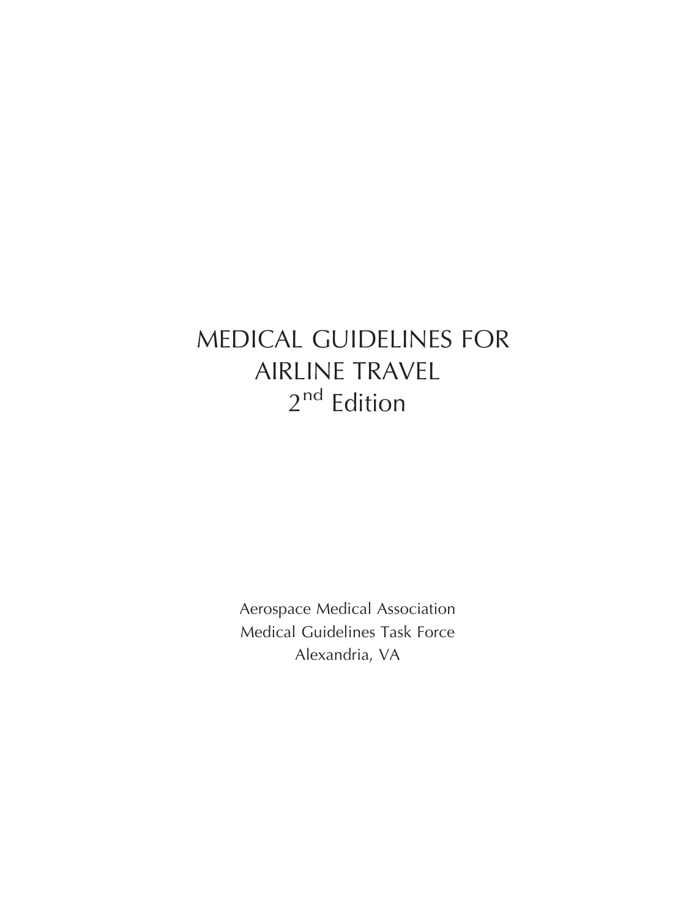# MEDICAL GUIDELINES FOR AIRLINE TRAVEL
## 2nd Edition

Aerospace Medical Association
Medical Guidelines Task Force
Alexandria, VA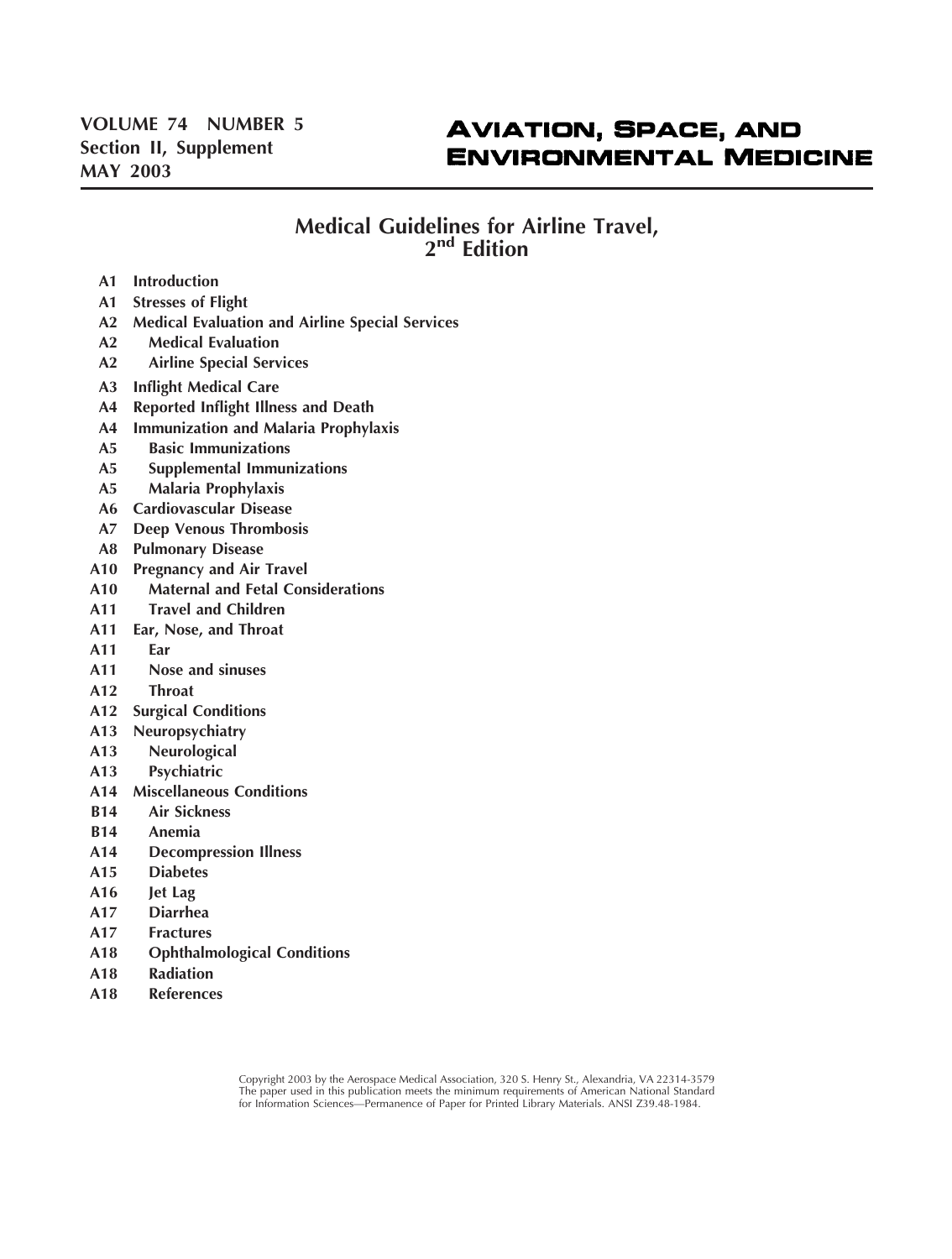VOLUME 74 NUMBER 5
Section II, Supplement
MAY 2003

**AVIATION, SPACE, AND ENVIRONMENTAL MEDICINE**

# Medical Guidelines for Airline Travel, 2nd Edition

| | |
|---|---|
| A1 | **Introduction** |
| A1 | **Stresses of Flight** |
| A2 | **Medical Evaluation and Airline Special Services** |
| A2 | Medical Evaluation |
| A2 | Airline Special Services |
| A3 | **Inflight Medical Care** |
| A4 | **Reported Inflight Illness and Death** |
| A4 | **Immunization and Malaria Prophylaxis** |
| A5 | Basic Immunizations |
| A5 | Supplemental Immunizations |
| A5 | Malaria Prophylaxis |
| A6 | **Cardiovascular Disease** |
| A7 | **Deep Venous Thrombosis** |
| A8 | **Pulmonary Disease** |
| A10 | **Pregnancy and Air Travel** |
| A10 | Maternal and Fetal Considerations |
| A11 | Travel and Children |
| A11 | **Ear, Nose, and Throat** |
| A11 | Ear |
| A11 | Nose and sinuses |
| A12 | Throat |
| A12 | **Surgical Conditions** |
| A13 | **Neuropsychiatry** |
| A13 | Neurological |
| A13 | Psychiatric |
| A14 | **Miscellaneous Conditions** |
| B14 | Air Sickness |
| B14 | Anemia |
| A14 | Decompression Illness |
| A15 | Diabetes |
| A16 | Jet Lag |
| A17 | Diarrhea |
| A17 | Fractures |
| A18 | Ophthalmological Conditions |
| A18 | Radiation |
| A18 | References |

Copyright 2003 by the Aerospace Medical Association, 320 S. Henry St., Alexandria, VA 22314-3579
The paper used in this publication meets the minimum requirements of American National Standard for Information Sciences—Permanence of Paper for Printed Library Materials. ANSI Z39.48-1984.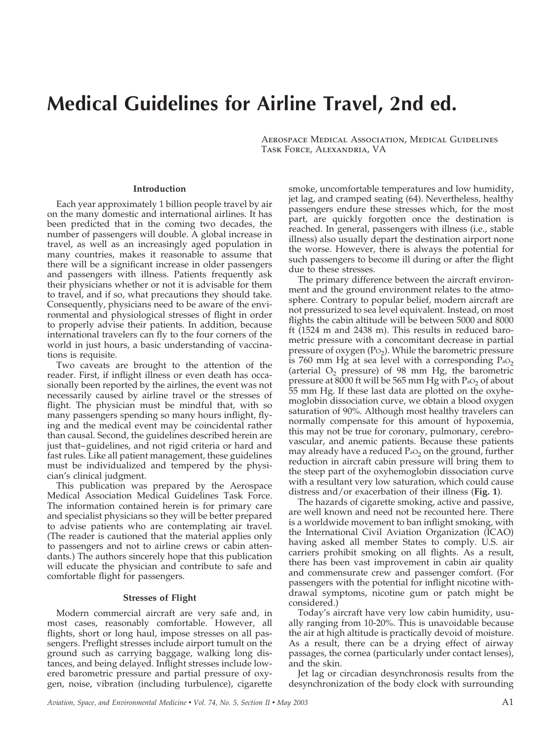# Medical Guidelines for Airline Travel, 2nd ed.

Aerospace Medical Association, Medical Guidelines Task Force, Alexandria, VA

## Introduction

Each year approximately 1 billion people travel by air on the many domestic and international airlines. It has been predicted that in the coming two decades, the number of passengers will double. A global increase in travel, as well as an increasingly aged population in many countries, makes it reasonable to assume that there will be a significant increase in older passengers and passengers with illness. Patients frequently ask their physicians whether or not it is advisable for them to travel, and if so, what precautions they should take. Consequently, physicians need to be aware of the environmental and physiological stresses of flight in order to properly advise their patients. In addition, because international travelers can fly to the four corners of the world in just hours, a basic understanding of vaccinations is requisite.

Two caveats are brought to the attention of the reader. First, if inflight illness or even death has occasionally been reported by the airlines, the event was not necessarily caused by airline travel or the stresses of flight. The physician must be mindful that, with so many passengers spending so many hours inflight, flying and the medical event may be coincidental rather than causal. Second, the guidelines described herein are just that–guidelines, and not rigid criteria or hard and fast rules. Like all patient management, these guidelines must be individualized and tempered by the physician's clinical judgment.

This publication was prepared by the Aerospace Medical Association Medical Guidelines Task Force. The information contained herein is for primary care and specialist physicians so they will be better prepared to advise patients who are contemplating air travel. (The reader is cautioned that the material applies only to passengers and not to airline crews or cabin attendants.) The authors sincerely hope that this publication will educate the physician and contribute to safe and comfortable flight for passengers.

## Stresses of Flight

Modern commercial aircraft are very safe and, in most cases, reasonably comfortable. However, all flights, short or long haul, impose stresses on all passengers. Preflight stresses include airport tumult on the ground such as carrying baggage, walking long distances, and being delayed. Inflight stresses include lowered barometric pressure and partial pressure of oxygen, noise, vibration (including turbulence), cigarette smoke, uncomfortable temperatures and low humidity, jet lag, and cramped seating (64). Nevertheless, healthy passengers endure these stresses which, for the most part, are quickly forgotten once the destination is reached. In general, passengers with illness (i.e., stable illness) also usually depart the destination airport none the worse. However, there is always the potential for such passengers to become ill during or after the flight due to these stresses.

The primary difference between the aircraft environment and the ground environment relates to the atmosphere. Contrary to popular belief, modern aircraft are not pressurized to sea level equivalent. Instead, on most flights the cabin altitude will be between 5000 and 8000 ft (1524 m and 2438 m). This results in reduced barometric pressure with a concomitant decrease in partial pressure of oxygen ($P_{O_2}$). While the barometric pressure is 760 mm Hg at sea level with a corresponding $P_{aO_2}$ (arterial $O_2$ pressure) of 98 mm Hg, the barometric pressure at 8000 ft will be 565 mm Hg with $P_{aO_2}$ of about 55 mm Hg. If these last data are plotted on the oxyhemoglobin dissociation curve, we obtain a blood oxygen saturation of 90%. Although most healthy travelers can normally compensate for this amount of hypoxemia, this may not be true for coronary, pulmonary, cerebrovascular, and anemic patients. Because these patients may already have a reduced $P_{aO_2}$ on the ground, further reduction in aircraft cabin pressure will bring them to the steep part of the oxyhemoglobin dissociation curve with a resultant very low saturation, which could cause distress and/or exacerbation of their illness (**Fig. 1**).

The hazards of cigarette smoking, active and passive, are well known and need not be recounted here. There is a worldwide movement to ban inflight smoking, with the International Civil Aviation Organization (ICAO) having asked all member States to comply. U.S. air carriers prohibit smoking on all flights. As a result, there has been vast improvement in cabin air quality and commensurate crew and passenger comfort. (For passengers with the potential for inflight nicotine withdrawal symptoms, nicotine gum or patch might be considered.)

Today's aircraft have very low cabin humidity, usually ranging from 10-20%. This is unavoidable because the air at high altitude is practically devoid of moisture. As a result, there can be a drying effect of airway passages, the cornea (particularly under contact lenses), and the skin.

Jet lag or circadian desynchronosis results from the desynchronization of the body clock with surrounding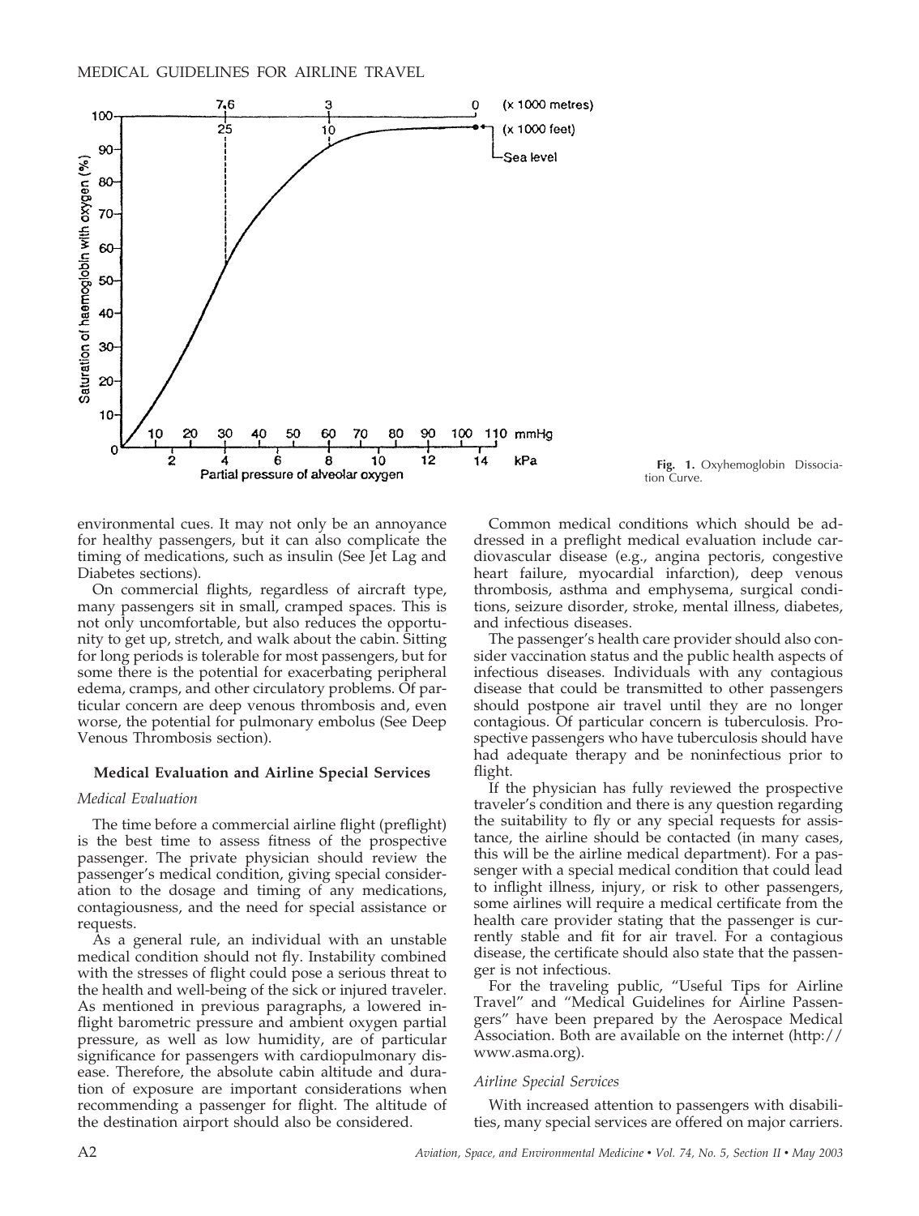Fig. 1. Oxyhemoglobin Dissociation Curve.

environmental cues. It may not only be an annoyance for healthy passengers, but it can also complicate the timing of medications, such as insulin (See Jet Lag and Diabetes sections).

On commercial flights, regardless of aircraft type, many passengers sit in small, cramped spaces. This is not only uncomfortable, but also reduces the opportunity to get up, stretch, and walk about the cabin. Sitting for long periods is tolerable for most passengers, but for some there is the potential for exacerbating peripheral edema, cramps, and other circulatory problems. Of particular concern are deep venous thrombosis and, even worse, the potential for pulmonary embolus (See Deep Venous Thrombosis section).

### Medical Evaluation and Airline Special Services

#### *Medical Evaluation*

The time before a commercial airline flight (preflight) is the best time to assess fitness of the prospective passenger. The private physician should review the passenger's medical condition, giving special consideration to the dosage and timing of any medications, contagiousness, and the need for special assistance or requests.

As a general rule, an individual with an unstable medical condition should not fly. Instability combined with the stresses of flight could pose a serious threat to the health and well-being of the sick or injured traveler. As mentioned in previous paragraphs, a lowered inflight barometric pressure and ambient oxygen partial pressure, as well as low humidity, are of particular significance for passengers with cardiopulmonary disease. Therefore, the absolute cabin altitude and duration of exposure are important considerations when recommending a passenger for flight. The altitude of the destination airport should also be considered.

Common medical conditions which should be addressed in a preflight medical evaluation include cardiovascular disease (e.g., angina pectoris, congestive heart failure, myocardial infarction), deep venous thrombosis, asthma and emphysema, surgical conditions, seizure disorder, stroke, mental illness, diabetes, and infectious diseases.

The passenger's health care provider should also consider vaccination status and the public health aspects of infectious diseases. Individuals with any contagious disease that could be transmitted to other passengers should postpone air travel until they are no longer contagious. Of particular concern is tuberculosis. Prospective passengers who have tuberculosis should have had adequate therapy and be noninfectious prior to flight.

If the physician has fully reviewed the prospective traveler's condition and there is any question regarding the suitability to fly or any special requests for assistance, the airline should be contacted (in many cases, this will be the airline medical department). For a passenger with a special medical condition that could lead to inflight illness, injury, or risk to other passengers, some airlines will require a medical certificate from the health care provider stating that the passenger is currently stable and fit for air travel. For a contagious disease, the certificate should also state that the passenger is not infectious.

For the traveling public, "Useful Tips for Airline Travel" and "Medical Guidelines for Airline Passengers" have been prepared by the Aerospace Medical Association. Both are available on the internet (http://www.asma.org).

#### *Airline Special Services*

With increased attention to passengers with disabilities, many special services are offered on major carriers.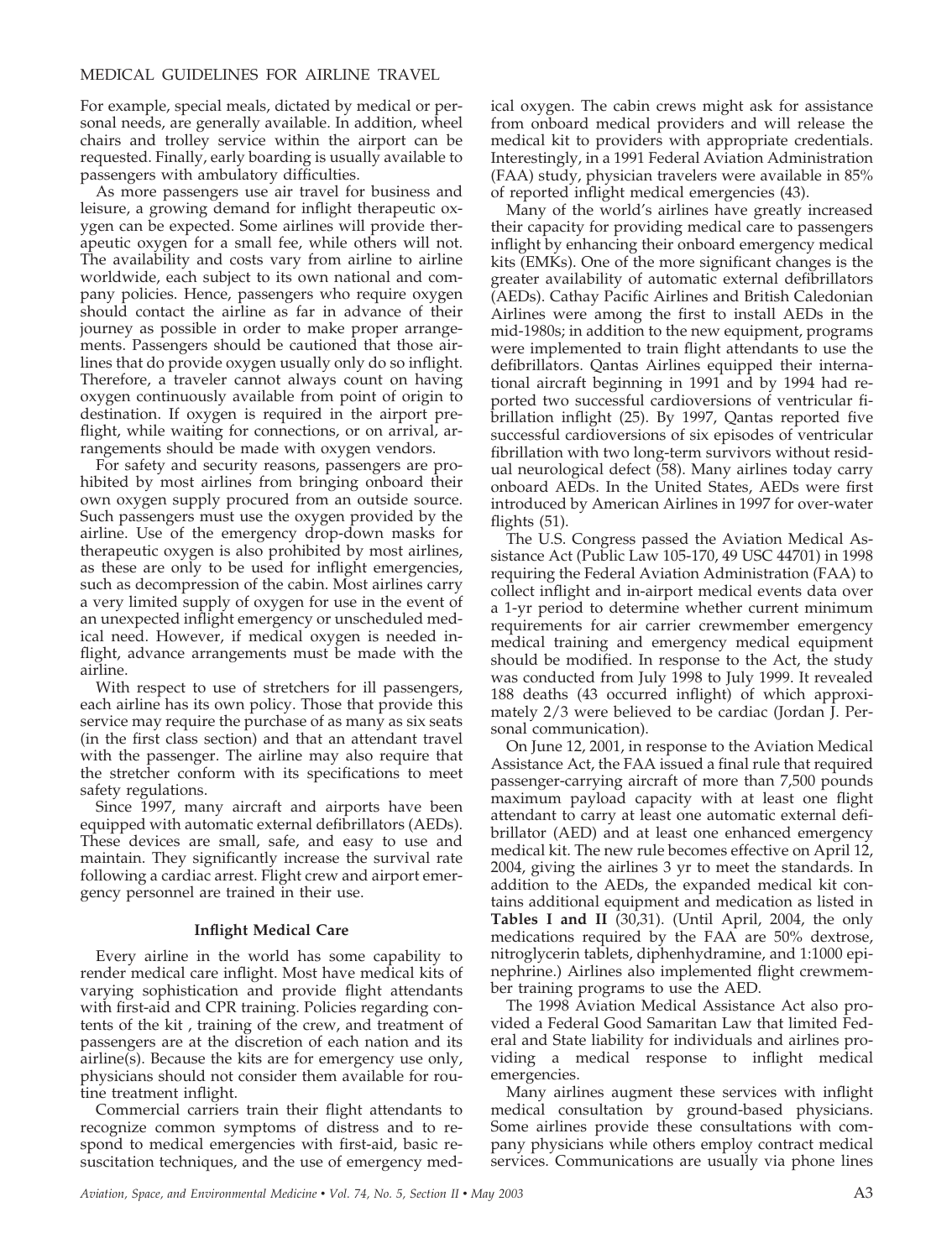For example, special meals, dictated by medical or personal needs, are generally available. In addition, wheel chairs and trolley service within the airport can be requested. Finally, early boarding is usually available to passengers with ambulatory difficulties.

As more passengers use air travel for business and leisure, a growing demand for inflight therapeutic oxygen can be expected. Some airlines will provide therapeutic oxygen for a small fee, while others will not. The availability and costs vary from airline to airline worldwide, each subject to its own national and company policies. Hence, passengers who require oxygen should contact the airline as far in advance of their journey as possible in order to make proper arrangements. Passengers should be cautioned that those airlines that do provide oxygen usually only do so inflight. Therefore, a traveler cannot always count on having oxygen continuously available from point of origin to destination. If oxygen is required in the airport preflight, while waiting for connections, or on arrival, arrangements should be made with oxygen vendors.

For safety and security reasons, passengers are prohibited by most airlines from bringing onboard their own oxygen supply procured from an outside source. Such passengers must use the oxygen provided by the airline. Use of the emergency drop-down masks for therapeutic oxygen is also prohibited by most airlines, as these are only to be used for inflight emergencies, such as decompression of the cabin. Most airlines carry a very limited supply of oxygen for use in the event of an unexpected inflight emergency or unscheduled medical need. However, if medical oxygen is needed inflight, advance arrangements must be made with the airline.

With respect to use of stretchers for ill passengers, each airline has its own policy. Those that provide this service may require the purchase of as many as six seats (in the first class section) and that an attendant travel with the passenger. The airline may also require that the stretcher conform with its specifications to meet safety regulations.

Since 1997, many aircraft and airports have been equipped with automatic external defibrillators (AEDs). These devices are small, safe, and easy to use and maintain. They significantly increase the survival rate following a cardiac arrest. Flight crew and airport emergency personnel are trained in their use.

### Inflight Medical Care

Every airline in the world has some capability to render medical care inflight. Most have medical kits of varying sophistication and provide flight attendants with first-aid and CPR training. Policies regarding contents of the kit , training of the crew, and treatment of passengers are at the discretion of each nation and its airline(s). Because the kits are for emergency use only, physicians should not consider them available for routine treatment inflight.

Commercial carriers train their flight attendants to recognize common symptoms of distress and to respond to medical emergencies with first-aid, basic resuscitation techniques, and the use of emergency medical oxygen. The cabin crews might ask for assistance from onboard medical providers and will release the medical kit to providers with appropriate credentials. Interestingly, in a 1991 Federal Aviation Administration (FAA) study, physician travelers were available in 85% of reported inflight medical emergencies (43).

Many of the world's airlines have greatly increased their capacity for providing medical care to passengers inflight by enhancing their onboard emergency medical kits (EMKs). One of the more significant changes is the greater availability of automatic external defibrillators (AEDs). Cathay Pacific Airlines and British Caledonian Airlines were among the first to install AEDs in the mid-1980s; in addition to the new equipment, programs were implemented to train flight attendants to use the defibrillators. Qantas Airlines equipped their international aircraft beginning in 1991 and by 1994 had reported two successful cardioversions of ventricular fibrillation inflight (25). By 1997, Qantas reported five successful cardioversions of six episodes of ventricular fibrillation with two long-term survivors without residual neurological defect (58). Many airlines today carry onboard AEDs. In the United States, AEDs were first introduced by American Airlines in 1997 for over-water flights (51).

The U.S. Congress passed the Aviation Medical Assistance Act (Public Law 105-170, 49 USC 44701) in 1998 requiring the Federal Aviation Administration (FAA) to collect inflight and in-airport medical events data over a 1-yr period to determine whether current minimum requirements for air carrier crewmember emergency medical training and emergency medical equipment should be modified. In response to the Act, the study was conducted from July 1998 to July 1999. It revealed 188 deaths (43 occurred inflight) of which approximately 2/3 were believed to be cardiac (Jordan J. Personal communication).

On June 12, 2001, in response to the Aviation Medical Assistance Act, the FAA issued a final rule that required passenger-carrying aircraft of more than 7,500 pounds maximum payload capacity with at least one flight attendant to carry at least one automatic external defibrillator (AED) and at least one enhanced emergency medical kit. The new rule becomes effective on April 12, 2004, giving the airlines 3 yr to meet the standards. In addition to the AEDs, the expanded medical kit contains additional equipment and medication as listed in **Tables I and II** (30,31). (Until April, 2004, the only medications required by the FAA are 50% dextrose, nitroglycerin tablets, diphenhydramine, and 1:1000 epinephrine.) Airlines also implemented flight crewmember training programs to use the AED.

The 1998 Aviation Medical Assistance Act also provided a Federal Good Samaritan Law that limited Federal and State liability for individuals and airlines providing a medical response to inflight medical emergencies.

Many airlines augment these services with inflight medical consultation by ground-based physicians. Some airlines provide these consultations with company physicians while others employ contract medical services. Communications are usually via phone lines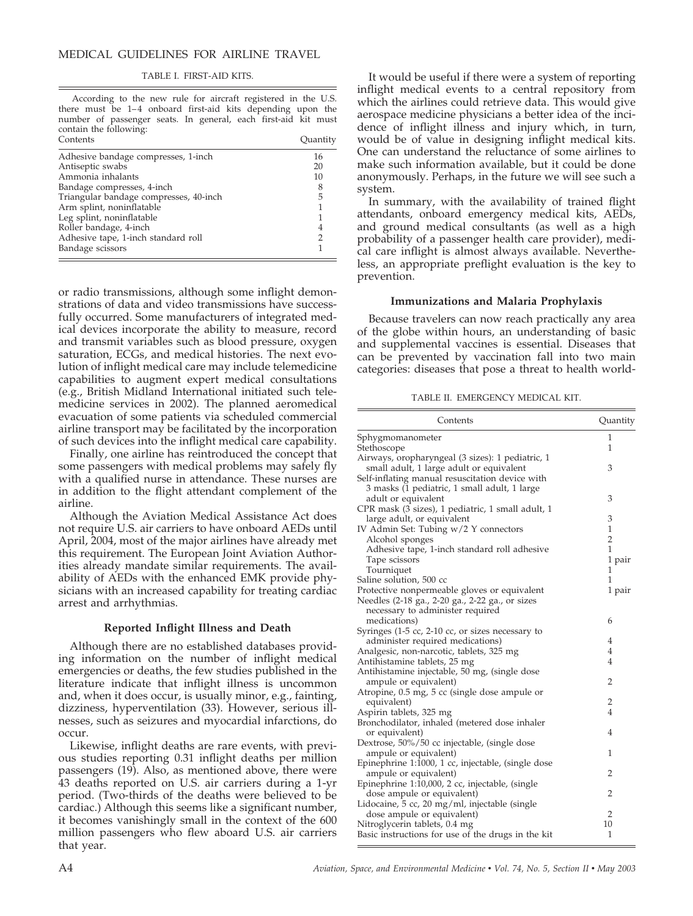TABLE I. FIRST-AID KITS.

According to the new rule for aircraft registered in the U.S. there must be 1–4 onboard first-aid kits depending upon the number of passenger seats. In general, each first-aid kit must contain the following:

| Contents | Quantity |
|---|---|
| Adhesive bandage compresses, 1-inch | 16 |
| Antiseptic swabs | 20 |
| Ammonia inhalants | 10 |
| Bandage compresses, 4-inch | 8 |
| Triangular bandage compresses, 40-inch | 5 |
| Arm splint, noninflatable | 1 |
| Leg splint, noninflatable | 1 |
| Roller bandage, 4-inch | 4 |
| Adhesive tape, 1-inch standard roll | 2 |
| Bandage scissors | 1 |

or radio transmissions, although some inflight demonstrations of data and video transmissions have successfully occurred. Some manufacturers of integrated medical devices incorporate the ability to measure, record and transmit variables such as blood pressure, oxygen saturation, ECGs, and medical histories. The next evolution of inflight medical care may include telemedicine capabilities to augment expert medical consultations (e.g., British Midland International initiated such telemedicine services in 2002). The planned aeromedical evacuation of some patients via scheduled commercial airline transport may be facilitated by the incorporation of such devices into the inflight medical care capability.

Finally, one airline has reintroduced the concept that some passengers with medical problems may safely fly with a qualified nurse in attendance. These nurses are in addition to the flight attendant complement of the airline.

Although the Aviation Medical Assistance Act does not require U.S. air carriers to have onboard AEDs until April, 2004, most of the major airlines have already met this requirement. The European Joint Aviation Authorities already mandate similar requirements. The availability of AEDs with the enhanced EMK provide physicians with an increased capability for treating cardiac arrest and arrhythmias.

### Reported Inflight Illness and Death

Although there are no established databases providing information on the number of inflight medical emergencies or deaths, the few studies published in the literature indicate that inflight illness is uncommon and, when it does occur, is usually minor, e.g., fainting, dizziness, hyperventilation (33). However, serious illnesses, such as seizures and myocardial infarctions, do occur.

Likewise, inflight deaths are rare events, with previous studies reporting 0.31 inflight deaths per million passengers (19). Also, as mentioned above, there were 43 deaths reported on U.S. air carriers during a 1-yr period. (Two-thirds of the deaths were believed to be cardiac.) Although this seems like a significant number, it becomes vanishingly small in the context of the 600 million passengers who flew aboard U.S. air carriers that year.

It would be useful if there were a system of reporting inflight medical events to a central repository from which the airlines could retrieve data. This would give aerospace medicine physicians a better idea of the incidence of inflight illness and injury which, in turn, would be of value in designing inflight medical kits. One can understand the reluctance of some airlines to make such information available, but it could be done anonymously. Perhaps, in the future we will see such a system.

In summary, with the availability of trained flight attendants, onboard emergency medical kits, AEDs, and ground medical consultants (as well as a high probability of a passenger health care provider), medical care inflight is almost always available. Nevertheless, an appropriate preflight evaluation is the key to prevention.

### Immunizations and Malaria Prophylaxis

Because travelers can now reach practically any area of the globe within hours, an understanding of basic and supplemental vaccines is essential. Diseases that can be prevented by vaccination fall into two main categories: diseases that pose a threat to health world-

TABLE II. EMERGENCY MEDICAL KIT.

| Contents | Quantity |
|---|---|
| Sphygmomanometer | 1 |
| Stethoscope | 1 |
| Airways, oropharyngeal (3 sizes): 1 pediatric, 1 small adult, 1 large adult or equivalent | 3 |
| Self-inflating manual resuscitation device with 3 masks (1 pediatric, 1 small adult, 1 large adult or equivalent | 3 |
| CPR mask (3 sizes), 1 pediatric, 1 small adult, 1 large adult, or equivalent | 3 |
| IV Admin Set: Tubing w/2 Y connectors | 1 |
| Alcohol sponges | 2 |
| Adhesive tape, 1-inch standard roll adhesive | 1 |
| Tape scissors | 1 pair |
| Tourniquet | 1 |
| Saline solution, 500 cc | 1 |
| Protective nonpermeable gloves or equivalent | 1 pair |
| Needles (2-18 ga., 2-20 ga., 2-22 ga., or sizes necessary to administer required medications) | 6 |
| Syringes (1-5 cc, 2-10 cc, or sizes necessary to administer required medications) | 4 |
| Analgesic, non-narcotic, tablets, 325 mg | 4 |
| Antihistamine tablets, 25 mg | 4 |
| Antihistamine injectable, 50 mg, (single dose ampule or equivalent) | 2 |
| Atropine, 0.5 mg, 5 cc (single dose ampule or equivalent) | 2 |
| Aspirin tablets, 325 mg | 4 |
| Bronchodilator, inhaled (metered dose inhaler or equivalent) | 4 |
| Dextrose, 50%/50 cc injectable, (single dose ampule or equivalent) | 1 |
| Epinephrine 1:1000, 1 cc, injectable, (single dose ampule or equivalent) | 2 |
| Epinephrine 1:10,000, 2 cc, injectable, (single dose ampule or equivalent) | 2 |
| Lidocaine, 5 cc, 20 mg/ml, injectable (single dose ampule or equivalent) | 2 |
| Nitroglycerin tablets, 0.4 mg | 10 |
| Basic instructions for use of the drugs in the kit | 1 |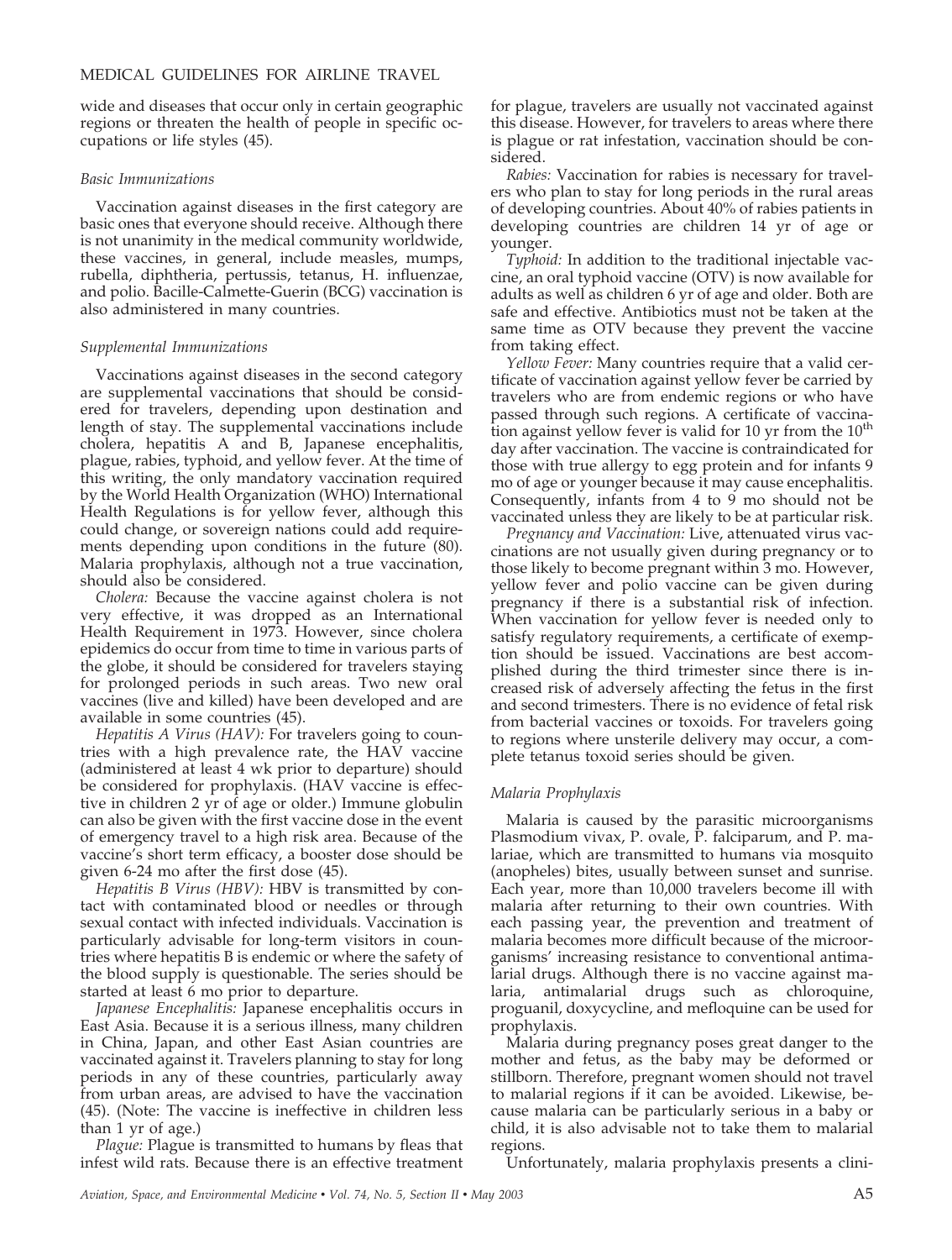wide and diseases that occur only in certain geographic regions or threaten the health of people in specific occupations or life styles (45).

### *Basic Immunizations*

Vaccination against diseases in the first category are basic ones that everyone should receive. Although there is not unanimity in the medical community worldwide, these vaccines, in general, include measles, mumps, rubella, diphtheria, pertussis, tetanus, H. influenzae, and polio. Bacille-Calmette-Guerin (BCG) vaccination is also administered in many countries.

### *Supplemental Immunizations*

Vaccinations against diseases in the second category are supplemental vaccinations that should be considered for travelers, depending upon destination and length of stay. The supplemental vaccinations include cholera, hepatitis A and B, Japanese encephalitis, plague, rabies, typhoid, and yellow fever. At the time of this writing, the only mandatory vaccination required by the World Health Organization (WHO) International Health Regulations is for yellow fever, although this could change, or sovereign nations could add requirements depending upon conditions in the future (80). Malaria prophylaxis, although not a true vaccination, should also be considered.

*Cholera:* Because the vaccine against cholera is not very effective, it was dropped as an International Health Requirement in 1973. However, since cholera epidemics do occur from time to time in various parts of the globe, it should be considered for travelers staying for prolonged periods in such areas. Two new oral vaccines (live and killed) have been developed and are available in some countries (45).

*Hepatitis A Virus (HAV):* For travelers going to countries with a high prevalence rate, the HAV vaccine (administered at least 4 wk prior to departure) should be considered for prophylaxis. (HAV vaccine is effective in children 2 yr of age or older.) Immune globulin can also be given with the first vaccine dose in the event of emergency travel to a high risk area. Because of the vaccine's short term efficacy, a booster dose should be given 6-24 mo after the first dose (45).

*Hepatitis B Virus (HBV):* HBV is transmitted by contact with contaminated blood or needles or through sexual contact with infected individuals. Vaccination is particularly advisable for long-term visitors in countries where hepatitis B is endemic or where the safety of the blood supply is questionable. The series should be started at least 6 mo prior to departure.

*Japanese Encephalitis:* Japanese encephalitis occurs in East Asia. Because it is a serious illness, many children in China, Japan, and other East Asian countries are vaccinated against it. Travelers planning to stay for long periods in any of these countries, particularly away from urban areas, are advised to have the vaccination (45). (Note: The vaccine is ineffective in children less than 1 yr of age.)

*Plague:* Plague is transmitted to humans by fleas that infest wild rats. Because there is an effective treatment for plague, travelers are usually not vaccinated against this disease. However, for travelers to areas where there is plague or rat infestation, vaccination should be considered.

*Rabies:* Vaccination for rabies is necessary for travelers who plan to stay for long periods in the rural areas of developing countries. About 40% of rabies patients in developing countries are children 14 yr of age or younger.

*Typhoid:* In addition to the traditional injectable vaccine, an oral typhoid vaccine (OTV) is now available for adults as well as children 6 yr of age and older. Both are safe and effective. Antibiotics must not be taken at the same time as OTV because they prevent the vaccine from taking effect.

*Yellow Fever:* Many countries require that a valid certificate of vaccination against yellow fever be carried by travelers who are from endemic regions or who have passed through such regions. A certificate of vaccination against yellow fever is valid for 10 yr from the 10th day after vaccination. The vaccine is contraindicated for those with true allergy to egg protein and for infants 9 mo of age or younger because it may cause encephalitis. Consequently, infants from 4 to 9 mo should not be vaccinated unless they are likely to be at particular risk.

*Pregnancy and Vaccination:* Live, attenuated virus vaccinations are not usually given during pregnancy or to those likely to become pregnant within 3 mo. However, yellow fever and polio vaccine can be given during pregnancy if there is a substantial risk of infection. When vaccination for yellow fever is needed only to satisfy regulatory requirements, a certificate of exemption should be issued. Vaccinations are best accomplished during the third trimester since there is increased risk of adversely affecting the fetus in the first and second trimesters. There is no evidence of fetal risk from bacterial vaccines or toxoids. For travelers going to regions where unsterile delivery may occur, a complete tetanus toxoid series should be given.

### *Malaria Prophylaxis*

Malaria is caused by the parasitic microorganisms Plasmodium vivax, P. ovale, P. falciparum, and P. malariae, which are transmitted to humans via mosquito (anopheles) bites, usually between sunset and sunrise. Each year, more than 10,000 travelers become ill with malaria after returning to their own countries. With each passing year, the prevention and treatment of malaria becomes more difficult because of the microorganisms' increasing resistance to conventional antimalarial drugs. Although there is no vaccine against malaria, antimalarial drugs such as chloroquine, proguanil, doxycycline, and mefloquine can be used for prophylaxis.

Malaria during pregnancy poses great danger to the mother and fetus, as the baby may be deformed or stillborn. Therefore, pregnant women should not travel to malarial regions if it can be avoided. Likewise, because malaria can be particularly serious in a baby or child, it is also advisable not to take them to malarial regions.

Unfortunately, malaria prophylaxis presents a clini-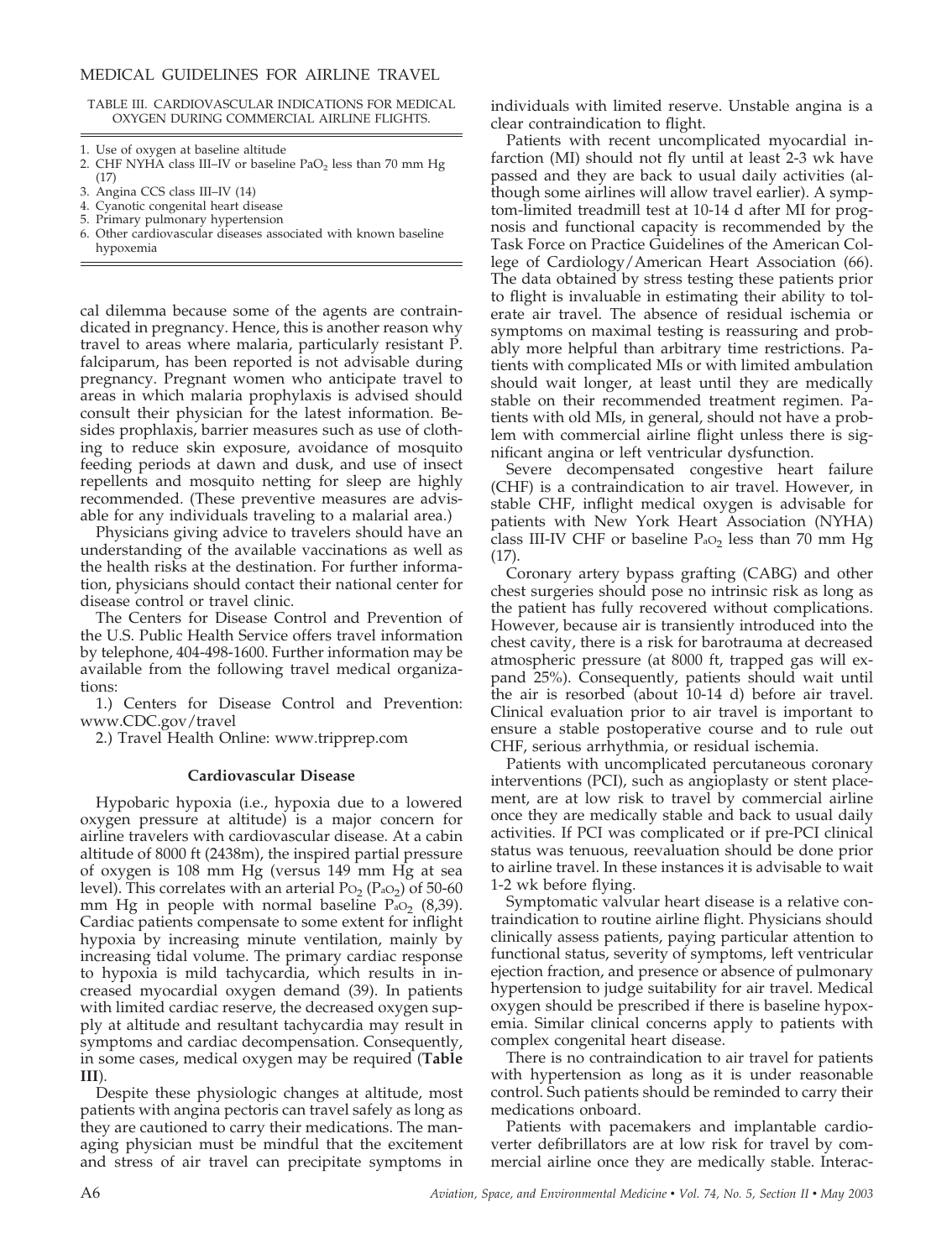TABLE III. CARDIOVASCULAR INDICATIONS FOR MEDICAL OXYGEN DURING COMMERCIAL AIRLINE FLIGHTS.

1. Use of oxygen at baseline altitude
2. CHF NYHA class III–IV or baseline $PaO_2$ less than 70 mm Hg (17)
3. Angina CCS class III–IV (14)
4. Cyanotic congenital heart disease
5. Primary pulmonary hypertension
6. Other cardiovascular diseases associated with known baseline hypoxemia

cal dilemma because some of the agents are contraindicated in pregnancy. Hence, this is another reason why travel to areas where malaria, particularly resistant P. falciparum, has been reported is not advisable during pregnancy. Pregnant women who anticipate travel to areas in which malaria prophylaxis is advised should consult their physician for the latest information. Besides prophlaxis, barrier measures such as use of clothing to reduce skin exposure, avoidance of mosquito feeding periods at dawn and dusk, and use of insect repellents and mosquito netting for sleep are highly recommended. (These preventive measures are advisable for any individuals traveling to a malarial area.)

Physicians giving advice to travelers should have an understanding of the available vaccinations as well as the health risks at the destination. For further information, physicians should contact their national center for disease control or travel clinic.

The Centers for Disease Control and Prevention of the U.S. Public Health Service offers travel information by telephone, 404-498-1600. Further information may be available from the following travel medical organizations:

1.) Centers for Disease Control and Prevention: www.CDC.gov/travel

2.) Travel Health Online: www.tripprep.com

## Cardiovascular Disease

Hypobaric hypoxia (i.e., hypoxia due to a lowered oxygen pressure at altitude) is a major concern for airline travelers with cardiovascular disease. At a cabin altitude of 8000 ft (2438m), the inspired partial pressure of oxygen is 108 mm Hg (versus 149 mm Hg at sea level). This correlates with an arterial $P_{O_2}$ ($P_{aO_2}$) of 50-60 mm Hg in people with normal baseline $P_{aO_2}$ (8,39). Cardiac patients compensate to some extent for inflight hypoxia by increasing minute ventilation, mainly by increasing tidal volume. The primary cardiac response to hypoxia is mild tachycardia, which results in increased myocardial oxygen demand (39). In patients with limited cardiac reserve, the decreased oxygen supply at altitude and resultant tachycardia may result in symptoms and cardiac decompensation. Consequently, in some cases, medical oxygen may be required (**Table III**).

Despite these physiologic changes at altitude, most patients with angina pectoris can travel safely as long as they are cautioned to carry their medications. The managing physician must be mindful that the excitement and stress of air travel can precipitate symptoms in individuals with limited reserve. Unstable angina is a clear contraindication to flight.

Patients with recent uncomplicated myocardial infarction (MI) should not fly until at least 2-3 wk have passed and they are back to usual daily activities (although some airlines will allow travel earlier). A symptom-limited treadmill test at 10-14 d after MI for prognosis and functional capacity is recommended by the Task Force on Practice Guidelines of the American College of Cardiology/American Heart Association (66). The data obtained by stress testing these patients prior to flight is invaluable in estimating their ability to tolerate air travel. The absence of residual ischemia or symptoms on maximal testing is reassuring and probably more helpful than arbitrary time restrictions. Patients with complicated MIs or with limited ambulation should wait longer, at least until they are medically stable on their recommended treatment regimen. Patients with old MIs, in general, should not have a problem with commercial airline flight unless there is significant angina or left ventricular dysfunction.

Severe decompensated congestive heart failure (CHF) is a contraindication to air travel. However, in stable CHF, inflight medical oxygen is advisable for patients with New York Heart Association (NYHA) class III-IV CHF or baseline $P_{aO_2}$ less than 70 mm Hg (17).

Coronary artery bypass grafting (CABG) and other chest surgeries should pose no intrinsic risk as long as the patient has fully recovered without complications. However, because air is transiently introduced into the chest cavity, there is a risk for barotrauma at decreased atmospheric pressure (at 8000 ft, trapped gas will expand 25%). Consequently, patients should wait until the air is resorbed (about 10-14 d) before air travel. Clinical evaluation prior to air travel is important to ensure a stable postoperative course and to rule out CHF, serious arrhythmia, or residual ischemia.

Patients with uncomplicated percutaneous coronary interventions (PCI), such as angioplasty or stent placement, are at low risk to travel by commercial airline once they are medically stable and back to usual daily activities. If PCI was complicated or if pre-PCI clinical status was tenuous, reevaluation should be done prior to airline travel. In these instances it is advisable to wait 1-2 wk before flying.

Symptomatic valvular heart disease is a relative contraindication to routine airline flight. Physicians should clinically assess patients, paying particular attention to functional status, severity of symptoms, left ventricular ejection fraction, and presence or absence of pulmonary hypertension to judge suitability for air travel. Medical oxygen should be prescribed if there is baseline hypoxemia. Similar clinical concerns apply to patients with complex congenital heart disease.

There is no contraindication to air travel for patients with hypertension as long as it is under reasonable control. Such patients should be reminded to carry their medications onboard.

Patients with pacemakers and implantable cardioverter defibrillators are at low risk for travel by commercial airline once they are medically stable. Interac-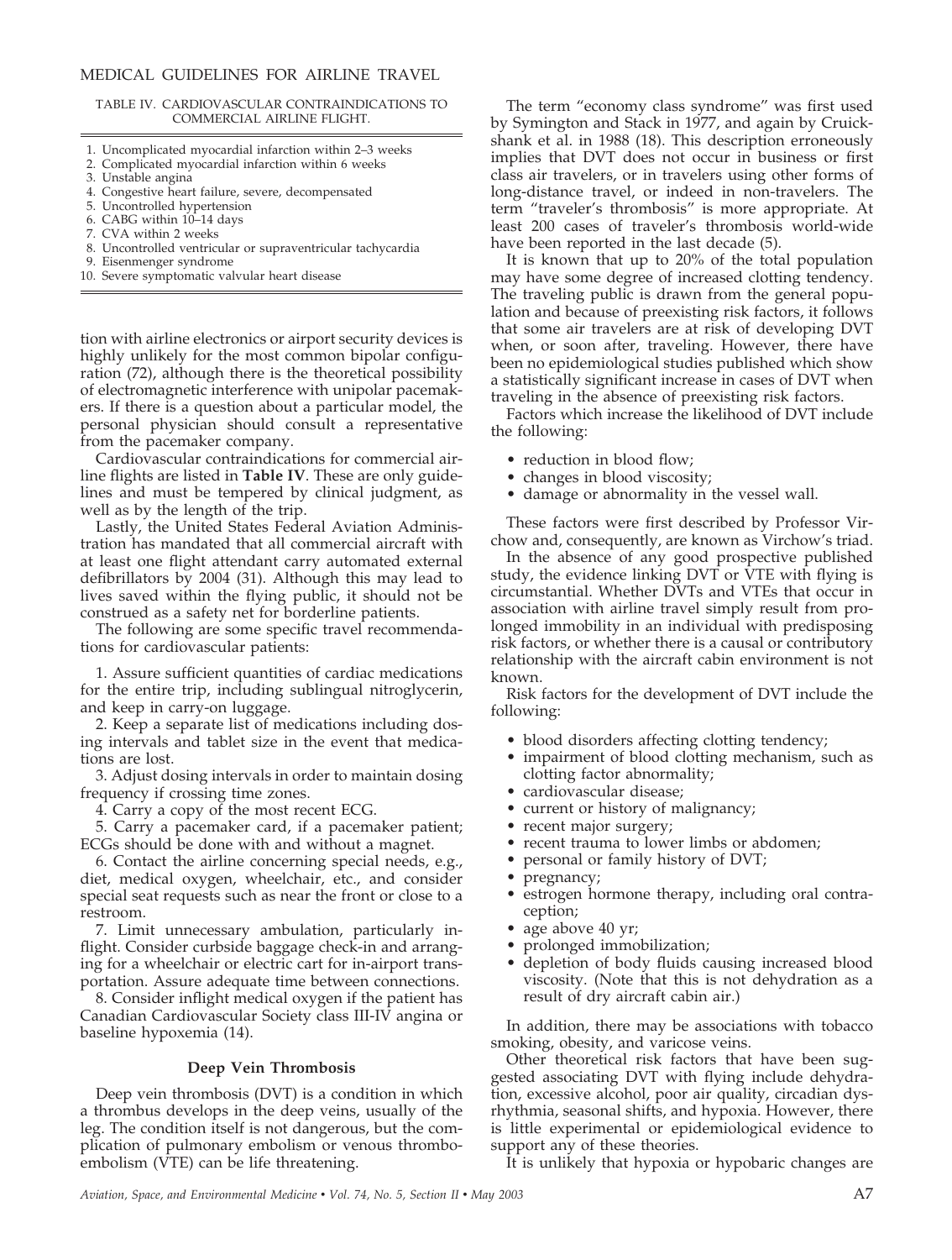TABLE IV. CARDIOVASCULAR CONTRAINDICATIONS TO COMMERCIAL AIRLINE FLIGHT.

1. Uncomplicated myocardial infarction within 2–3 weeks
2. Complicated myocardial infarction within 6 weeks
3. Unstable angina
4. Congestive heart failure, severe, decompensated
5. Uncontrolled hypertension
6. CABG within 10–14 days
7. CVA within 2 weeks
8. Uncontrolled ventricular or supraventricular tachycardia
9. Eisenmenger syndrome
10. Severe symptomatic valvular heart disease

tion with airline electronics or airport security devices is highly unlikely for the most common bipolar configuration (72), although there is the theoretical possibility of electromagnetic interference with unipolar pacemakers. If there is a question about a particular model, the personal physician should consult a representative from the pacemaker company.

Cardiovascular contraindications for commercial airline flights are listed in **Table IV**. These are only guidelines and must be tempered by clinical judgment, as well as by the length of the trip.

Lastly, the United States Federal Aviation Administration has mandated that all commercial aircraft with at least one flight attendant carry automated external defibrillators by 2004 (31). Although this may lead to lives saved within the flying public, it should not be construed as a safety net for borderline patients.

The following are some specific travel recommendations for cardiovascular patients:

1. Assure sufficient quantities of cardiac medications for the entire trip, including sublingual nitroglycerin, and keep in carry-on luggage.

2. Keep a separate list of medications including dosing intervals and tablet size in the event that medications are lost.

3. Adjust dosing intervals in order to maintain dosing frequency if crossing time zones.

4. Carry a copy of the most recent ECG.

5. Carry a pacemaker card, if a pacemaker patient; ECGs should be done with and without a magnet.

6. Contact the airline concerning special needs, e.g., diet, medical oxygen, wheelchair, etc., and consider special seat requests such as near the front or close to a restroom.

7. Limit unnecessary ambulation, particularly inflight. Consider curbside baggage check-in and arranging for a wheelchair or electric cart for in-airport transportation. Assure adequate time between connections.

8. Consider inflight medical oxygen if the patient has Canadian Cardiovascular Society class III-IV angina or baseline hypoxemia (14).

### Deep Vein Thrombosis

Deep vein thrombosis (DVT) is a condition in which a thrombus develops in the deep veins, usually of the leg. The condition itself is not dangerous, but the complication of pulmonary embolism or venous thromboembolism (VTE) can be life threatening.

The term "economy class syndrome" was first used by Symington and Stack in 1977, and again by Cruickshank et al. in 1988 (18). This description erroneously implies that DVT does not occur in business or first class air travelers, or in travelers using other forms of long-distance travel, or indeed in non-travelers. The term "traveler's thrombosis" is more appropriate. At least 200 cases of traveler's thrombosis world-wide have been reported in the last decade (5).

It is known that up to 20% of the total population may have some degree of increased clotting tendency. The traveling public is drawn from the general population and because of preexisting risk factors, it follows that some air travelers are at risk of developing DVT when, or soon after, traveling. However, there have been no epidemiological studies published which show a statistically significant increase in cases of DVT when traveling in the absence of preexisting risk factors.

Factors which increase the likelihood of DVT include the following:

- reduction in blood flow;
- changes in blood viscosity;
- damage or abnormality in the vessel wall.

These factors were first described by Professor Virchow and, consequently, are known as Virchow's triad.

In the absence of any good prospective published study, the evidence linking DVT or VTE with flying is circumstantial. Whether DVTs and VTEs that occur in association with airline travel simply result from prolonged immobility in an individual with predisposing risk factors, or whether there is a causal or contributory relationship with the aircraft cabin environment is not known.

Risk factors for the development of DVT include the following:

- blood disorders affecting clotting tendency;
- impairment of blood clotting mechanism, such as clotting factor abnormality;
- cardiovascular disease;
- current or history of malignancy;
- recent major surgery;
- recent trauma to lower limbs or abdomen;
- personal or family history of DVT;
- pregnancy;
- estrogen hormone therapy, including oral contraception;
- age above 40 yr;
- prolonged immobilization;
- depletion of body fluids causing increased blood viscosity. (Note that this is not dehydration as a result of dry aircraft cabin air.)

In addition, there may be associations with tobacco smoking, obesity, and varicose veins.

Other theoretical risk factors that have been suggested associating DVT with flying include dehydration, excessive alcohol, poor air quality, circadian dysrhythmia, seasonal shifts, and hypoxia. However, there is little experimental or epidemiological evidence to support any of these theories.

It is unlikely that hypoxia or hypobaric changes are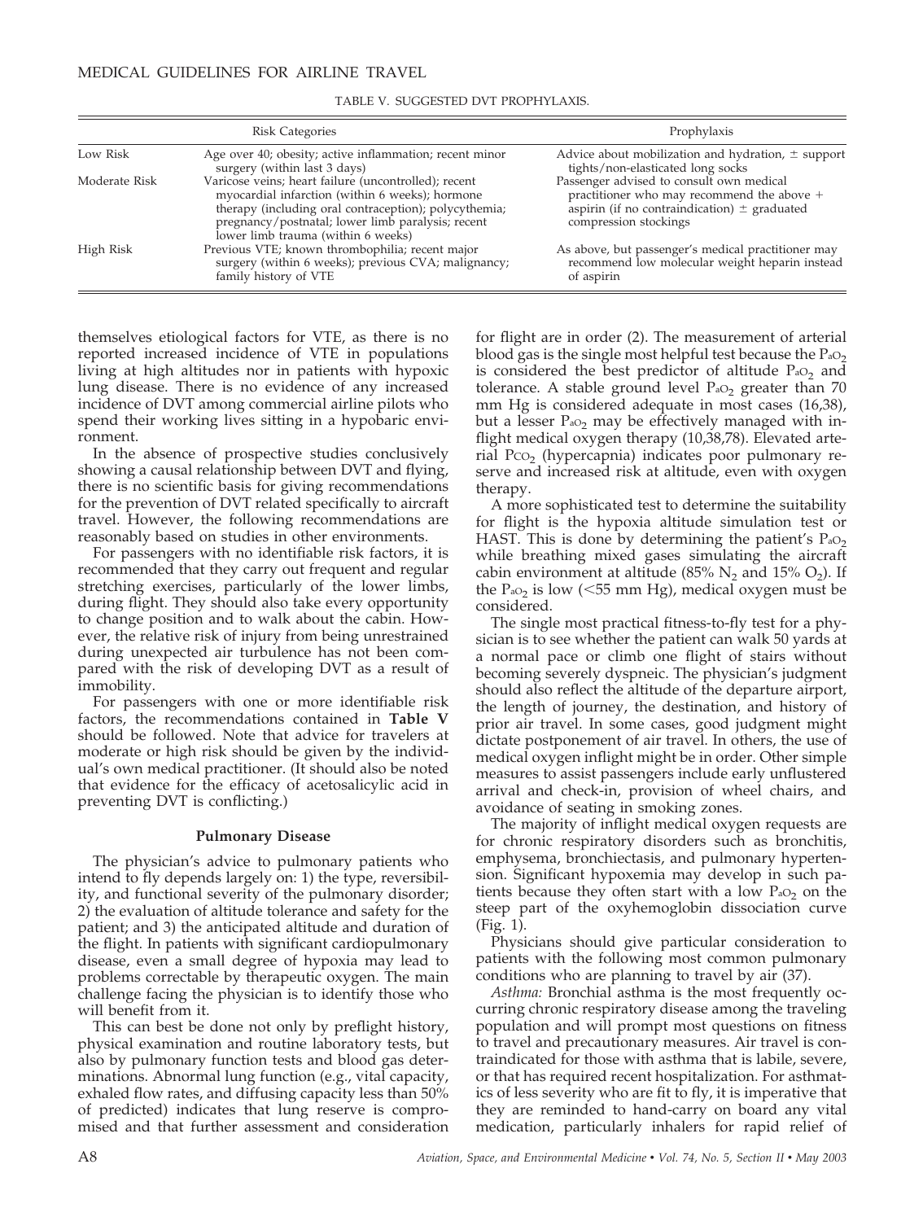TABLE V. SUGGESTED DVT PROPHYLAXIS.

| Risk Categories | | Prophylaxis |
|---|---|---|
| Low Risk | Age over 40; obesity; active inflammation; recent minor surgery (within last 3 days) | Advice about mobilization and hydration, ± support tights/non-elasticated long socks |
| Moderate Risk | Varicose veins; heart failure (uncontrolled); recent myocardial infarction (within 6 weeks); hormone therapy (including oral contraception); polycythemia; pregnancy/postnatal; lower limb paralysis; recent lower limb trauma (within 6 weeks) | Passenger advised to consult own medical practitioner who may recommend the above + aspirin (if no contraindication) ± graduated compression stockings |
| High Risk | Previous VTE; known thrombophilia; recent major surgery (within 6 weeks); previous CVA; malignancy; family history of VTE | As above, but passenger's medical practitioner may recommend low molecular weight heparin instead of aspirin |

themselves etiological factors for VTE, as there is no reported increased incidence of VTE in populations living at high altitudes nor in patients with hypoxic lung disease. There is no evidence of any increased incidence of DVT among commercial airline pilots who spend their working lives sitting in a hypobaric environment.

In the absence of prospective studies conclusively showing a causal relationship between DVT and flying, there is no scientific basis for giving recommendations for the prevention of DVT related specifically to aircraft travel. However, the following recommendations are reasonably based on studies in other environments.

For passengers with no identifiable risk factors, it is recommended that they carry out frequent and regular stretching exercises, particularly of the lower limbs, during flight. They should also take every opportunity to change position and to walk about the cabin. However, the relative risk of injury from being unrestrained during unexpected air turbulence has not been compared with the risk of developing DVT as a result of immobility.

For passengers with one or more identifiable risk factors, the recommendations contained in **Table V** should be followed. Note that advice for travelers at moderate or high risk should be given by the individual's own medical practitioner. (It should also be noted that evidence for the efficacy of acetosalicylic acid in preventing DVT is conflicting.)

### Pulmonary Disease

The physician's advice to pulmonary patients who intend to fly depends largely on: 1) the type, reversibility, and functional severity of the pulmonary disorder; 2) the evaluation of altitude tolerance and safety for the patient; and 3) the anticipated altitude and duration of the flight. In patients with significant cardiopulmonary disease, even a small degree of hypoxia may lead to problems correctable by therapeutic oxygen. The main challenge facing the physician is to identify those who will benefit from it.

This can best be done not only by preflight history, physical examination and routine laboratory tests, but also by pulmonary function tests and blood gas determinations. Abnormal lung function (e.g., vital capacity, exhaled flow rates, and diffusing capacity less than 50% of predicted) indicates that lung reserve is compromised and that further assessment and consideration for flight are in order (2). The measurement of arterial blood gas is the single most helpful test because the $P_{aO_2}$ is considered the best predictor of altitude $P_{aO_2}$ and tolerance. A stable ground level $P_{aO_2}$ greater than 70 mm Hg is considered adequate in most cases (16,38), but a lesser $P_{aO_2}$ may be effectively managed with inflight medical oxygen therapy (10,38,78). Elevated arterial $P_{CO_2}$ (hypercapnia) indicates poor pulmonary reserve and increased risk at altitude, even with oxygen therapy.

A more sophisticated test to determine the suitability for flight is the hypoxia altitude simulation test or HAST. This is done by determining the patient's $P_{aO_2}$ while breathing mixed gases simulating the aircraft cabin environment at altitude (85% $N_2$ and 15% $O_2$). If the $P_{aO_2}$ is low (<55 mm Hg), medical oxygen must be considered.

The single most practical fitness-to-fly test for a physician is to see whether the patient can walk 50 yards at a normal pace or climb one flight of stairs without becoming severely dyspneic. The physician's judgment should also reflect the altitude of the departure airport, the length of journey, the destination, and history of prior air travel. In some cases, good judgment might dictate postponement of air travel. In others, the use of medical oxygen inflight might be in order. Other simple measures to assist passengers include early unflustered arrival and check-in, provision of wheel chairs, and avoidance of seating in smoking zones.

The majority of inflight medical oxygen requests are for chronic respiratory disorders such as bronchitis, emphysema, bronchiectasis, and pulmonary hypertension. Significant hypoxemia may develop in such patients because they often start with a low $P_{aO_2}$ on the steep part of the oxyhemoglobin dissociation curve (Fig. 1).

Physicians should give particular consideration to patients with the following most common pulmonary conditions who are planning to travel by air (37).

*Asthma:* Bronchial asthma is the most frequently occurring chronic respiratory disease among the traveling population and will prompt most questions on fitness to travel and precautionary measures. Air travel is contraindicated for those with asthma that is labile, severe, or that has required recent hospitalization. For asthmatics of less severity who are fit to fly, it is imperative that they are reminded to hand-carry on board any vital medication, particularly inhalers for rapid relief of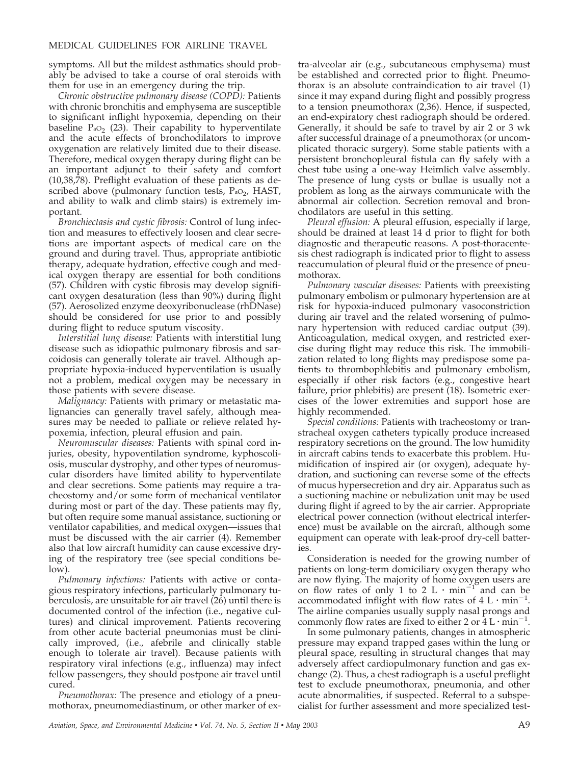symptoms. All but the mildest asthmatics should probably be advised to take a course of oral steroids with them for use in an emergency during the trip.

*Chronic obstructive pulmonary disease (COPD):* Patients with chronic bronchitis and emphysema are susceptible to significant inflight hypoxemia, depending on their baseline $P_{aO_2}$ (23). Their capability to hyperventilate and the acute effects of bronchodilators to improve oxygenation are relatively limited due to their disease. Therefore, medical oxygen therapy during flight can be an important adjunct to their safety and comfort (10,38,78). Preflight evaluation of these patients as described above (pulmonary function tests, $P_{aO_2}$, HAST, and ability to walk and climb stairs) is extremely important.

*Bronchiectasis and cystic fibrosis:* Control of lung infection and measures to effectively loosen and clear secretions are important aspects of medical care on the ground and during travel. Thus, appropriate antibiotic therapy, adequate hydration, effective cough and medical oxygen therapy are essential for both conditions (57). Children with cystic fibrosis may develop significant oxygen desaturation (less than 90%) during flight (57). Aerosolized enzyme deoxyribonuclease (rhDNase) should be considered for use prior to and possibly during flight to reduce sputum viscosity.

*Interstitial lung disease:* Patients with interstitial lung disease such as idiopathic pulmonary fibrosis and sarcoidosis can generally tolerate air travel. Although appropriate hypoxia-induced hyperventilation is usually not a problem, medical oxygen may be necessary in those patients with severe disease.

*Malignancy:* Patients with primary or metastatic malignancies can generally travel safely, although measures may be needed to palliate or relieve related hypoxemia, infection, pleural effusion and pain.

*Neuromuscular diseases:* Patients with spinal cord injuries, obesity, hypoventilation syndrome, kyphoscoliosis, muscular dystrophy, and other types of neuromuscular disorders have limited ability to hyperventilate and clear secretions. Some patients may require a tracheostomy and/or some form of mechanical ventilator during most or part of the day. These patients may fly, but often require some manual assistance, suctioning or ventilator capabilities, and medical oxygen—issues that must be discussed with the air carrier (4). Remember also that low aircraft humidity can cause excessive drying of the respiratory tree (see special conditions below).

*Pulmonary infections:* Patients with active or contagious respiratory infections, particularly pulmonary tuberculosis, are unsuitable for air travel (26) until there is documented control of the infection (i.e., negative cultures) and clinical improvement. Patients recovering from other acute bacterial pneumonias must be clinically improved, (i.e., afebrile and clinically stable enough to tolerate air travel). Because patients with respiratory viral infections (e.g., influenza) may infect fellow passengers, they should postpone air travel until cured.

*Pneumothorax:* The presence and etiology of a pneumothorax, pneumomediastinum, or other marker of extra-alveolar air (e.g., subcutaneous emphysema) must be established and corrected prior to flight. Pneumothorax is an absolute contraindication to air travel (1) since it may expand during flight and possibly progress to a tension pneumothorax (2,36). Hence, if suspected, an end-expiratory chest radiograph should be ordered. Generally, it should be safe to travel by air 2 or 3 wk after successful drainage of a pneumothorax (or uncomplicated thoracic surgery). Some stable patients with a persistent bronchopleural fistula can fly safely with a chest tube using a one-way Heimlich valve assembly. The presence of lung cysts or bullae is usually not a problem as long as the airways communicate with the abnormal air collection. Secretion removal and bronchodilators are useful in this setting.

*Pleural effusion:* A pleural effusion, especially if large, should be drained at least 14 d prior to flight for both diagnostic and therapeutic reasons. A post-thoracentesis chest radiograph is indicated prior to flight to assess reaccumulation of pleural fluid or the presence of pneumothorax.

*Pulmonary vascular diseases:* Patients with preexisting pulmonary embolism or pulmonary hypertension are at risk for hypoxia-induced pulmonary vasoconstriction during air travel and the related worsening of pulmonary hypertension with reduced cardiac output (39). Anticoagulation, medical oxygen, and restricted exercise during flight may reduce this risk. The immobilization related to long flights may predispose some patients to thrombophlebitis and pulmonary embolism, especially if other risk factors (e.g., congestive heart failure, prior phlebitis) are present (18). Isometric exercises of the lower extremities and support hose are highly recommended.

*Special conditions:* Patients with tracheostomy or transtracheal oxygen catheters typically produce increased respiratory secretions on the ground. The low humidity in aircraft cabins tends to exacerbate this problem. Humidification of inspired air (or oxygen), adequate hydration, and suctioning can reverse some of the effects of mucus hypersecretion and dry air. Apparatus such as a suctioning machine or nebulization unit may be used during flight if agreed to by the air carrier. Appropriate electrical power connection (without electrical interference) must be available on the aircraft, although some equipment can operate with leak-proof dry-cell batteries.

Consideration is needed for the growing number of patients on long-term domiciliary oxygen therapy who are now flying. The majority of home oxygen users are on flow rates of only 1 to 2 $L \cdot min^{-1}$ and can be accommodated inflight with flow rates of 4 $L \cdot min^{-1}$. The airline companies usually supply nasal prongs and commonly flow rates are fixed to either 2 or 4 $L \cdot min^{-1}$.

In some pulmonary patients, changes in atmospheric pressure may expand trapped gases within the lung or pleural space, resulting in structural changes that may adversely affect cardiopulmonary function and gas exchange (2). Thus, a chest radiograph is a useful preflight test to exclude pneumothorax, pneumonia, and other acute abnormalities, if suspected. Referral to a subspecialist for further assessment and more specialized test-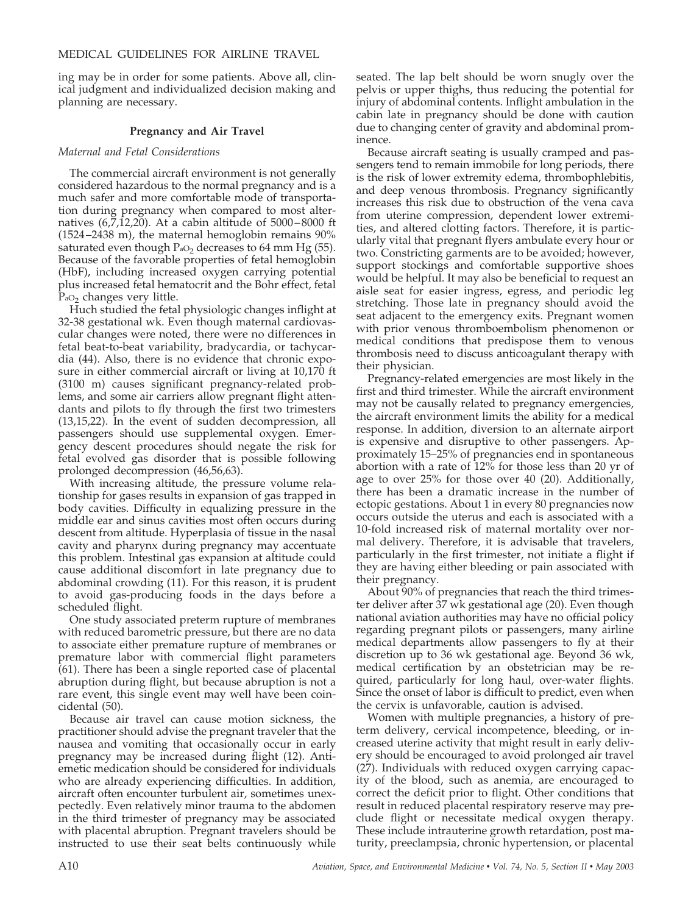ing may be in order for some patients. Above all, clinical judgment and individualized decision making and planning are necessary.

## Pregnancy and Air Travel

### *Maternal and Fetal Considerations*

The commercial aircraft environment is not generally considered hazardous to the normal pregnancy and is a much safer and more comfortable mode of transportation during pregnancy when compared to most alternatives (6,7,12,20). At a cabin altitude of 5000–8000 ft (1524–2438 m), the maternal hemoglobin remains 90% saturated even though $P_{aO_2}$ decreases to 64 mm Hg (55). Because of the favorable properties of fetal hemoglobin (HbF), including increased oxygen carrying potential plus increased fetal hematocrit and the Bohr effect, fetal $P_{aO_2}$ changes very little.

Huch studied the fetal physiologic changes inflight at 32-38 gestational wk. Even though maternal cardiovascular changes were noted, there were no differences in fetal beat-to-beat variability, bradycardia, or tachycardia (44). Also, there is no evidence that chronic exposure in either commercial aircraft or living at 10,170 ft (3100 m) causes significant pregnancy-related problems, and some air carriers allow pregnant flight attendants and pilots to fly through the first two trimesters (13,15,22). In the event of sudden decompression, all passengers should use supplemental oxygen. Emergency descent procedures should negate the risk for fetal evolved gas disorder that is possible following prolonged decompression (46,56,63).

With increasing altitude, the pressure volume relationship for gases results in expansion of gas trapped in body cavities. Difficulty in equalizing pressure in the middle ear and sinus cavities most often occurs during descent from altitude. Hyperplasia of tissue in the nasal cavity and pharynx during pregnancy may accentuate this problem. Intestinal gas expansion at altitude could cause additional discomfort in late pregnancy due to abdominal crowding (11). For this reason, it is prudent to avoid gas-producing foods in the days before a scheduled flight.

One study associated preterm rupture of membranes with reduced barometric pressure, but there are no data to associate either premature rupture of membranes or premature labor with commercial flight parameters (61). There has been a single reported case of placental abruption during flight, but because abruption is not a rare event, this single event may well have been coincidental (50).

Because air travel can cause motion sickness, the practitioner should advise the pregnant traveler that the nausea and vomiting that occasionally occur in early pregnancy may be increased during flight (12). Antiemetic medication should be considered for individuals who are already experiencing difficulties. In addition, aircraft often encounter turbulent air, sometimes unexpectedly. Even relatively minor trauma to the abdomen in the third trimester of pregnancy may be associated with placental abruption. Pregnant travelers should be instructed to use their seat belts continuously while seated. The lap belt should be worn snugly over the pelvis or upper thighs, thus reducing the potential for injury of abdominal contents. Inflight ambulation in the cabin late in pregnancy should be done with caution due to changing center of gravity and abdominal prominence.

Because aircraft seating is usually cramped and passengers tend to remain immobile for long periods, there is the risk of lower extremity edema, thrombophlebitis, and deep venous thrombosis. Pregnancy significantly increases this risk due to obstruction of the vena cava from uterine compression, dependent lower extremities, and altered clotting factors. Therefore, it is particularly vital that pregnant flyers ambulate every hour or two. Constricting garments are to be avoided; however, support stockings and comfortable supportive shoes would be helpful. It may also be beneficial to request an aisle seat for easier ingress, egress, and periodic leg stretching. Those late in pregnancy should avoid the seat adjacent to the emergency exits. Pregnant women with prior venous thromboembolism phenomenon or medical conditions that predispose them to venous thrombosis need to discuss anticoagulant therapy with their physician.

Pregnancy-related emergencies are most likely in the first and third trimester. While the aircraft environment may not be causally related to pregnancy emergencies, the aircraft environment limits the ability for a medical response. In addition, diversion to an alternate airport is expensive and disruptive to other passengers. Approximately 15–25% of pregnancies end in spontaneous abortion with a rate of 12% for those less than 20 yr of age to over 25% for those over 40 (20). Additionally, there has been a dramatic increase in the number of ectopic gestations. About 1 in every 80 pregnancies now occurs outside the uterus and each is associated with a 10-fold increased risk of maternal mortality over normal delivery. Therefore, it is advisable that travelers, particularly in the first trimester, not initiate a flight if they are having either bleeding or pain associated with their pregnancy.

About 90% of pregnancies that reach the third trimester deliver after 37 wk gestational age (20). Even though national aviation authorities may have no official policy regarding pregnant pilots or passengers, many airline medical departments allow passengers to fly at their discretion up to 36 wk gestational age. Beyond 36 wk, medical certification by an obstetrician may be required, particularly for long haul, over-water flights. Since the onset of labor is difficult to predict, even when the cervix is unfavorable, caution is advised.

Women with multiple pregnancies, a history of preterm delivery, cervical incompetence, bleeding, or increased uterine activity that might result in early delivery should be encouraged to avoid prolonged air travel (27). Individuals with reduced oxygen carrying capacity of the blood, such as anemia, are encouraged to correct the deficit prior to flight. Other conditions that result in reduced placental respiratory reserve may preclude flight or necessitate medical oxygen therapy. These include intrauterine growth retardation, post maturity, preeclampsia, chronic hypertension, or placental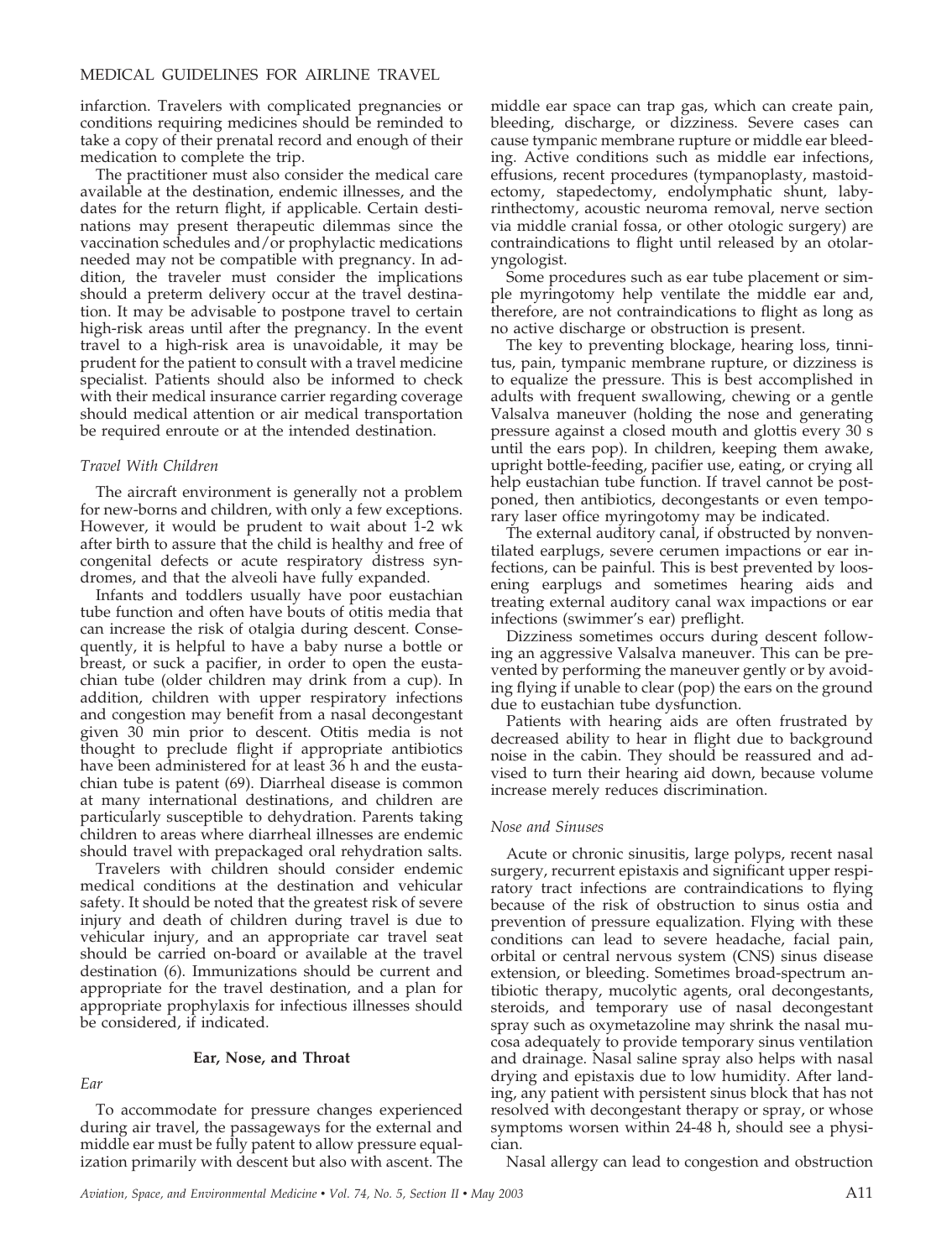infarction. Travelers with complicated pregnancies or conditions requiring medicines should be reminded to take a copy of their prenatal record and enough of their medication to complete the trip.

The practitioner must also consider the medical care available at the destination, endemic illnesses, and the dates for the return flight, if applicable. Certain destinations may present therapeutic dilemmas since the vaccination schedules and/or prophylactic medications needed may not be compatible with pregnancy. In addition, the traveler must consider the implications should a preterm delivery occur at the travel destination. It may be advisable to postpone travel to certain high-risk areas until after the pregnancy. In the event travel to a high-risk area is unavoidable, it may be prudent for the patient to consult with a travel medicine specialist. Patients should also be informed to check with their medical insurance carrier regarding coverage should medical attention or air medical transportation be required enroute or at the intended destination.

*Travel With Children*

The aircraft environment is generally not a problem for new-borns and children, with only a few exceptions. However, it would be prudent to wait about 1-2 wk after birth to assure that the child is healthy and free of congenital defects or acute respiratory distress syndromes, and that the alveoli have fully expanded.

Infants and toddlers usually have poor eustachian tube function and often have bouts of otitis media that can increase the risk of otalgia during descent. Consequently, it is helpful to have a baby nurse a bottle or breast, or suck a pacifier, in order to open the eustachian tube (older children may drink from a cup). In addition, children with upper respiratory infections and congestion may benefit from a nasal decongestant given 30 min prior to descent. Otitis media is not thought to preclude flight if appropriate antibiotics have been administered for at least 36 h and the eustachian tube is patent (69). Diarrheal disease is common at many international destinations, and children are particularly susceptible to dehydration. Parents taking children to areas where diarrheal illnesses are endemic should travel with prepackaged oral rehydration salts.

Travelers with children should consider endemic medical conditions at the destination and vehicular safety. It should be noted that the greatest risk of severe injury and death of children during travel is due to vehicular injury, and an appropriate car travel seat should be carried on-board or available at the travel destination (6). Immunizations should be current and appropriate for the travel destination, and a plan for appropriate prophylaxis for infectious illnesses should be considered, if indicated.

**Ear, Nose, and Throat**

*Ear*

To accommodate for pressure changes experienced during air travel, the passageways for the external and middle ear must be fully patent to allow pressure equalization primarily with descent but also with ascent. The middle ear space can trap gas, which can create pain, bleeding, discharge, or dizziness. Severe cases can cause tympanic membrane rupture or middle ear bleeding. Active conditions such as middle ear infections, effusions, recent procedures (tympanoplasty, mastoidectomy, stapedectomy, endolymphatic shunt, labyrinthectomy, acoustic neuroma removal, nerve section via middle cranial fossa, or other otologic surgery) are contraindications to flight until released by an otolaryngologist.

Some procedures such as ear tube placement or simple myringotomy help ventilate the middle ear and, therefore, are not contraindications to flight as long as no active discharge or obstruction is present.

The key to preventing blockage, hearing loss, tinnitus, pain, tympanic membrane rupture, or dizziness is to equalize the pressure. This is best accomplished in adults with frequent swallowing, chewing or a gentle Valsalva maneuver (holding the nose and generating pressure against a closed mouth and glottis every 30 s until the ears pop). In children, keeping them awake, upright bottle-feeding, pacifier use, eating, or crying all help eustachian tube function. If travel cannot be postponed, then antibiotics, decongestants or even temporary laser office myringotomy may be indicated.

The external auditory canal, if obstructed by nonventilated earplugs, severe cerumen impactions or ear infections, can be painful. This is best prevented by loosening earplugs and sometimes hearing aids and treating external auditory canal wax impactions or ear infections (swimmer's ear) preflight.

Dizziness sometimes occurs during descent following an aggressive Valsalva maneuver. This can be prevented by performing the maneuver gently or by avoiding flying if unable to clear (pop) the ears on the ground due to eustachian tube dysfunction.

Patients with hearing aids are often frustrated by decreased ability to hear in flight due to background noise in the cabin. They should be reassured and advised to turn their hearing aid down, because volume increase merely reduces discrimination.

*Nose and Sinuses*

Acute or chronic sinusitis, large polyps, recent nasal surgery, recurrent epistaxis and significant upper respiratory tract infections are contraindications to flying because of the risk of obstruction to sinus ostia and prevention of pressure equalization. Flying with these conditions can lead to severe headache, facial pain, orbital or central nervous system (CNS) sinus disease extension, or bleeding. Sometimes broad-spectrum antibiotic therapy, mucolytic agents, oral decongestants, steroids, and temporary use of nasal decongestant spray such as oxymetazoline may shrink the nasal mucosa adequately to provide temporary sinus ventilation and drainage. Nasal saline spray also helps with nasal drying and epistaxis due to low humidity. After landing, any patient with persistent sinus block that has not resolved with decongestant therapy or spray, or whose symptoms worsen within 24-48 h, should see a physician.

Nasal allergy can lead to congestion and obstruction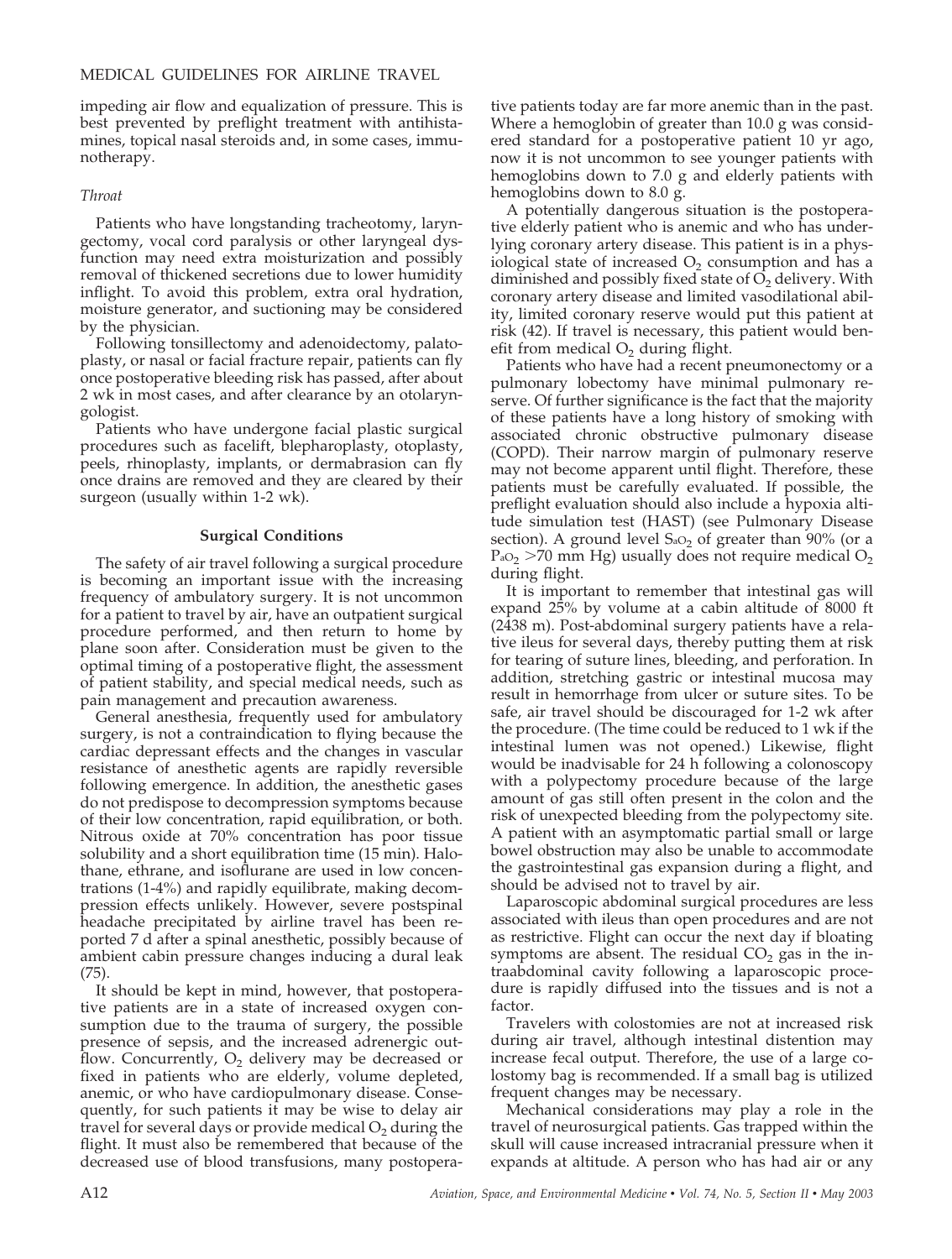impeding air flow and equalization of pressure. This is best prevented by preflight treatment with antihistamines, topical nasal steroids and, in some cases, immunotherapy.

*Throat*

Patients who have longstanding tracheotomy, laryngectomy, vocal cord paralysis or other laryngeal dysfunction may need extra moisturization and possibly removal of thickened secretions due to lower humidity inflight. To avoid this problem, extra oral hydration, moisture generator, and suctioning may be considered by the physician.

Following tonsillectomy and adenoidectomy, palatoplasty, or nasal or facial fracture repair, patients can fly once postoperative bleeding risk has passed, after about 2 wk in most cases, and after clearance by an otolaryngologist.

Patients who have undergone facial plastic surgical procedures such as facelift, blepharoplasty, otoplasty, peels, rhinoplasty, implants, or dermabrasion can fly once drains are removed and they are cleared by their surgeon (usually within 1-2 wk).

## Surgical Conditions

The safety of air travel following a surgical procedure is becoming an important issue with the increasing frequency of ambulatory surgery. It is not uncommon for a patient to travel by air, have an outpatient surgical procedure performed, and then return to home by plane soon after. Consideration must be given to the optimal timing of a postoperative flight, the assessment of patient stability, and special medical needs, such as pain management and precaution awareness.

General anesthesia, frequently used for ambulatory surgery, is not a contraindication to flying because the cardiac depressant effects and the changes in vascular resistance of anesthetic agents are rapidly reversible following emergence. In addition, the anesthetic gases do not predispose to decompression symptoms because of their low concentration, rapid equilibration, or both. Nitrous oxide at 70% concentration has poor tissue solubility and a short equilibration time (15 min). Halothane, ethrane, and isoflurane are used in low concentrations (1-4%) and rapidly equilibrate, making decompression effects unlikely. However, severe postspinal headache precipitated by airline travel has been reported 7 d after a spinal anesthetic, possibly because of ambient cabin pressure changes inducing a dural leak (75).

It should be kept in mind, however, that postoperative patients are in a state of increased oxygen consumption due to the trauma of surgery, the possible presence of sepsis, and the increased adrenergic outflow. Concurrently, $O_2$ delivery may be decreased or fixed in patients who are elderly, volume depleted, anemic, or who have cardiopulmonary disease. Consequently, for such patients it may be wise to delay air travel for several days or provide medical $O_2$ during the flight. It must also be remembered that because of the decreased use of blood transfusions, many postoperative patients today are far more anemic than in the past. Where a hemoglobin of greater than 10.0 g was considered standard for a postoperative patient 10 yr ago, now it is not uncommon to see younger patients with hemoglobins down to 7.0 g and elderly patients with hemoglobins down to 8.0 g.

A potentially dangerous situation is the postoperative elderly patient who is anemic and who has underlying coronary artery disease. This patient is in a physiological state of increased $O_2$ consumption and has a diminished and possibly fixed state of $O_2$ delivery. With coronary artery disease and limited vasodilational ability, limited coronary reserve would put this patient at risk (42). If travel is necessary, this patient would benefit from medical $O_2$ during flight.

Patients who have had a recent pneumonectomy or a pulmonary lobectomy have minimal pulmonary reserve. Of further significance is the fact that the majority of these patients have a long history of smoking with associated chronic obstructive pulmonary disease (COPD). Their narrow margin of pulmonary reserve may not become apparent until flight. Therefore, these patients must be carefully evaluated. If possible, the preflight evaluation should also include a hypoxia altitude simulation test (HAST) (see Pulmonary Disease section). A ground level $S_{aO_2}$ of greater than 90% (or a $P_{aO_2}$ >70 mm Hg) usually does not require medical $O_2$ during flight.

It is important to remember that intestinal gas will expand 25% by volume at a cabin altitude of 8000 ft (2438 m). Post-abdominal surgery patients have a relative ileus for several days, thereby putting them at risk for tearing of suture lines, bleeding, and perforation. In addition, stretching gastric or intestinal mucosa may result in hemorrhage from ulcer or suture sites. To be safe, air travel should be discouraged for 1-2 wk after the procedure. (The time could be reduced to 1 wk if the intestinal lumen was not opened.) Likewise, flight would be inadvisable for 24 h following a colonoscopy with a polypectomy procedure because of the large amount of gas still often present in the colon and the risk of unexpected bleeding from the polypectomy site. A patient with an asymptomatic partial small or large bowel obstruction may also be unable to accommodate the gastrointestinal gas expansion during a flight, and should be advised not to travel by air.

Laparoscopic abdominal surgical procedures are less associated with ileus than open procedures and are not as restrictive. Flight can occur the next day if bloating symptoms are absent. The residual $CO_2$ gas in the intraabdominal cavity following a laparoscopic procedure is rapidly diffused into the tissues and is not a factor.

Travelers with colostomies are not at increased risk during air travel, although intestinal distention may increase fecal output. Therefore, the use of a large colostomy bag is recommended. If a small bag is utilized frequent changes may be necessary.

Mechanical considerations may play a role in the travel of neurosurgical patients. Gas trapped within the skull will cause increased intracranial pressure when it expands at altitude. A person who has had air or any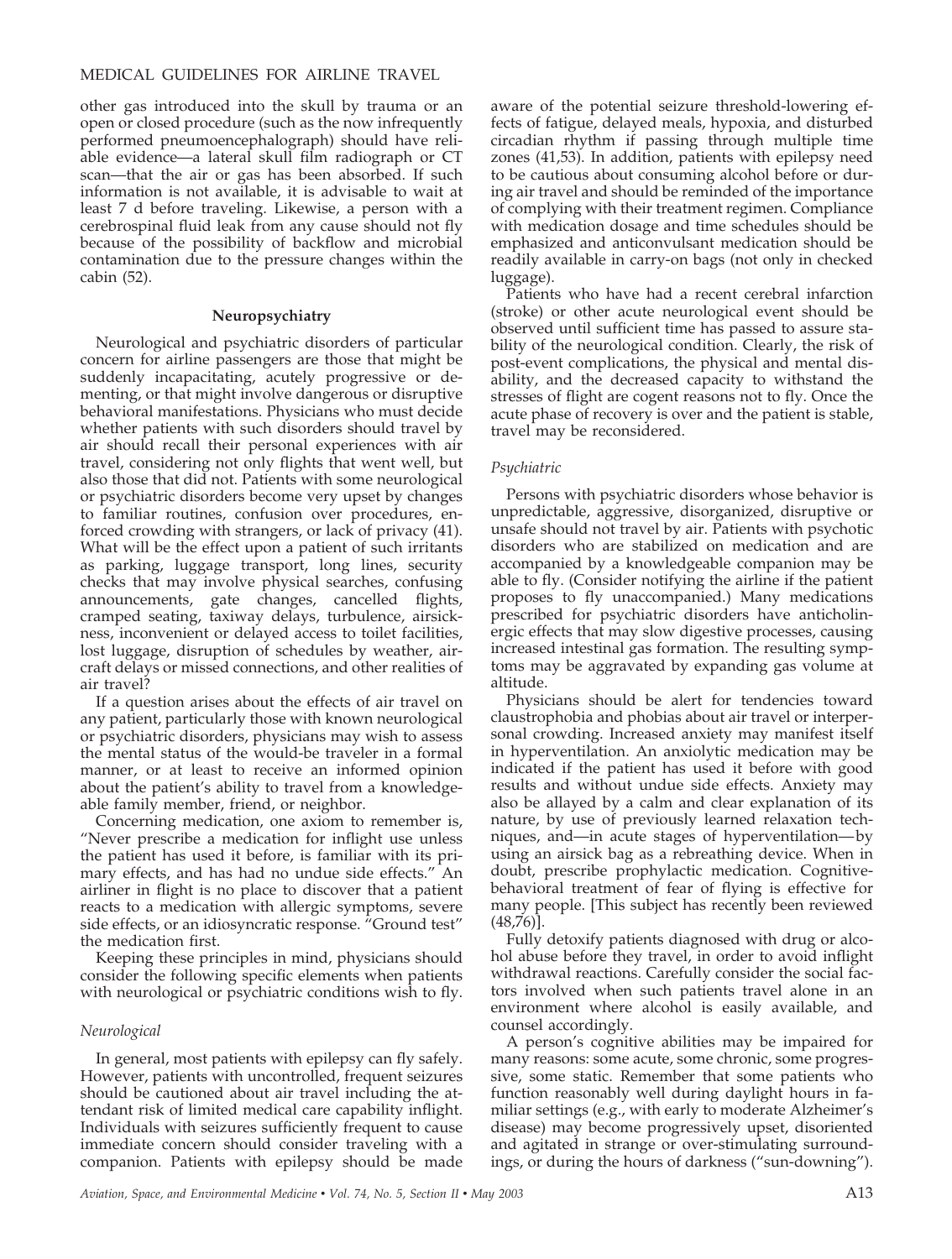other gas introduced into the skull by trauma or an open or closed procedure (such as the now infrequently performed pneumoencephalograph) should have reliable evidence—a lateral skull film radiograph or CT scan—that the air or gas has been absorbed. If such information is not available, it is advisable to wait at least 7 d before traveling. Likewise, a person with a cerebrospinal fluid leak from any cause should not fly because of the possibility of backflow and microbial contamination due to the pressure changes within the cabin (52).

### Neuropsychiatry

Neurological and psychiatric disorders of particular concern for airline passengers are those that might be suddenly incapacitating, acutely progressive or dementing, or that might involve dangerous or disruptive behavioral manifestations. Physicians who must decide whether patients with such disorders should travel by air should recall their personal experiences with air travel, considering not only flights that went well, but also those that did not. Patients with some neurological or psychiatric disorders become very upset by changes to familiar routines, confusion over procedures, enforced crowding with strangers, or lack of privacy (41). What will be the effect upon a patient of such irritants as parking, luggage transport, long lines, security checks that may involve physical searches, confusing announcements, gate changes, cancelled flights, cramped seating, taxiway delays, turbulence, airsickness, inconvenient or delayed access to toilet facilities, lost luggage, disruption of schedules by weather, aircraft delays or missed connections, and other realities of air travel?

If a question arises about the effects of air travel on any patient, particularly those with known neurological or psychiatric disorders, physicians may wish to assess the mental status of the would-be traveler in a formal manner, or at least to receive an informed opinion about the patient's ability to travel from a knowledgeable family member, friend, or neighbor.

Concerning medication, one axiom to remember is, "Never prescribe a medication for inflight use unless the patient has used it before, is familiar with its primary effects, and has had no undue side effects." An airliner in flight is no place to discover that a patient reacts to a medication with allergic symptoms, severe side effects, or an idiosyncratic response. "Ground test" the medication first.

Keeping these principles in mind, physicians should consider the following specific elements when patients with neurological or psychiatric conditions wish to fly.

#### *Neurological*

In general, most patients with epilepsy can fly safely. However, patients with uncontrolled, frequent seizures should be cautioned about air travel including the attendant risk of limited medical care capability inflight. Individuals with seizures sufficiently frequent to cause immediate concern should consider traveling with a companion. Patients with epilepsy should be made aware of the potential seizure threshold-lowering effects of fatigue, delayed meals, hypoxia, and disturbed circadian rhythm if passing through multiple time zones (41,53). In addition, patients with epilepsy need to be cautious about consuming alcohol before or during air travel and should be reminded of the importance of complying with their treatment regimen. Compliance with medication dosage and time schedules should be emphasized and anticonvulsant medication should be readily available in carry-on bags (not only in checked luggage).

Patients who have had a recent cerebral infarction (stroke) or other acute neurological event should be observed until sufficient time has passed to assure stability of the neurological condition. Clearly, the risk of post-event complications, the physical and mental disability, and the decreased capacity to withstand the stresses of flight are cogent reasons not to fly. Once the acute phase of recovery is over and the patient is stable, travel may be reconsidered.

#### *Psychiatric*

Persons with psychiatric disorders whose behavior is unpredictable, aggressive, disorganized, disruptive or unsafe should not travel by air. Patients with psychotic disorders who are stabilized on medication and are accompanied by a knowledgeable companion may be able to fly. (Consider notifying the airline if the patient proposes to fly unaccompanied.) Many medications prescribed for psychiatric disorders have anticholinergic effects that may slow digestive processes, causing increased intestinal gas formation. The resulting symptoms may be aggravated by expanding gas volume at altitude.

Physicians should be alert for tendencies toward claustrophobia and phobias about air travel or interpersonal crowding. Increased anxiety may manifest itself in hyperventilation. An anxiolytic medication may be indicated if the patient has used it before with good results and without undue side effects. Anxiety may also be allayed by a calm and clear explanation of its nature, by use of previously learned relaxation techniques, and—in acute stages of hyperventilation—by using an airsick bag as a rebreathing device. When in doubt, prescribe prophylactic medication. Cognitive-behavioral treatment of fear of flying is effective for many people. [This subject has recently been reviewed (48,76)].

Fully detoxify patients diagnosed with drug or alcohol abuse before they travel, in order to avoid inflight withdrawal reactions. Carefully consider the social factors involved when such patients travel alone in an environment where alcohol is easily available, and counsel accordingly.

A person's cognitive abilities may be impaired for many reasons: some acute, some chronic, some progressive, some static. Remember that some patients who function reasonably well during daylight hours in familiar settings (e.g., with early to moderate Alzheimer's disease) may become progressively upset, disoriented and agitated in strange or over-stimulating surroundings, or during the hours of darkness ("sun-downing").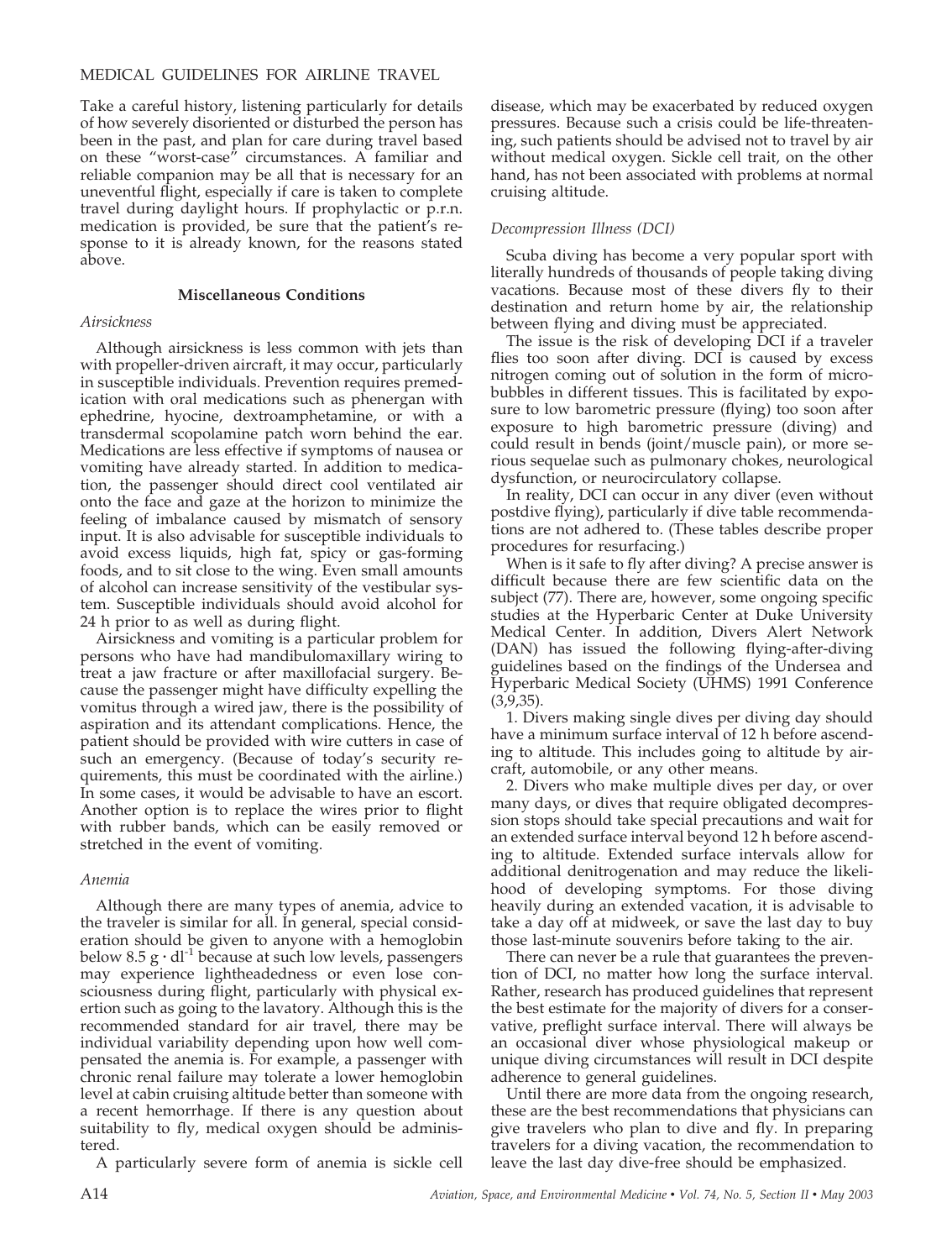Take a careful history, listening particularly for details of how severely disoriented or disturbed the person has been in the past, and plan for care during travel based on these "worst-case" circumstances. A familiar and reliable companion may be all that is necessary for an uneventful flight, especially if care is taken to complete travel during daylight hours. If prophylactic or p.r.n. medication is provided, be sure that the patient's response to it is already known, for the reasons stated above.

## Miscellaneous Conditions

### *Airsickness*

Although airsickness is less common with jets than with propeller-driven aircraft, it may occur, particularly in susceptible individuals. Prevention requires premedication with oral medications such as phenergan with ephedrine, hyocine, dextroamphetamine, or with a transdermal scopolamine patch worn behind the ear. Medications are less effective if symptoms of nausea or vomiting have already started. In addition to medication, the passenger should direct cool ventilated air onto the face and gaze at the horizon to minimize the feeling of imbalance caused by mismatch of sensory input. It is also advisable for susceptible individuals to avoid excess liquids, high fat, spicy or gas-forming foods, and to sit close to the wing. Even small amounts of alcohol can increase sensitivity of the vestibular system. Susceptible individuals should avoid alcohol for 24 h prior to as well as during flight.

Airsickness and vomiting is a particular problem for persons who have had mandibulomaxillary wiring to treat a jaw fracture or after maxillofacial surgery. Because the passenger might have difficulty expelling the vomitus through a wired jaw, there is the possibility of aspiration and its attendant complications. Hence, the patient should be provided with wire cutters in case of such an emergency. (Because of today's security requirements, this must be coordinated with the airline.) In some cases, it would be advisable to have an escort. Another option is to replace the wires prior to flight with rubber bands, which can be easily removed or stretched in the event of vomiting.

### *Anemia*

Although there are many types of anemia, advice to the traveler is similar for all. In general, special consideration should be given to anyone with a hemoglobin below $8.5\ g \cdot dl^{-1}$ because at such low levels, passengers may experience lightheadedness or even lose consciousness during flight, particularly with physical exertion such as going to the lavatory. Although this is the recommended standard for air travel, there may be individual variability depending upon how well compensated the anemia is. For example, a passenger with chronic renal failure may tolerate a lower hemoglobin level at cabin cruising altitude better than someone with a recent hemorrhage. If there is any question about suitability to fly, medical oxygen should be administered.

A particularly severe form of anemia is sickle cell disease, which may be exacerbated by reduced oxygen pressures. Because such a crisis could be life-threatening, such patients should be advised not to travel by air without medical oxygen. Sickle cell trait, on the other hand, has not been associated with problems at normal cruising altitude.

### *Decompression Illness (DCI)*

Scuba diving has become a very popular sport with literally hundreds of thousands of people taking diving vacations. Because most of these divers fly to their destination and return home by air, the relationship between flying and diving must be appreciated.

The issue is the risk of developing DCI if a traveler flies too soon after diving. DCI is caused by excess nitrogen coming out of solution in the form of microbubbles in different tissues. This is facilitated by exposure to low barometric pressure (flying) too soon after exposure to high barometric pressure (diving) and could result in bends (joint/muscle pain), or more serious sequelae such as pulmonary chokes, neurological dysfunction, or neurocirculatory collapse.

In reality, DCI can occur in any diver (even without postdive flying), particularly if dive table recommendations are not adhered to. (These tables describe proper procedures for resurfacing.)

When is it safe to fly after diving? A precise answer is difficult because there are few scientific data on the subject (77). There are, however, some ongoing specific studies at the Hyperbaric Center at Duke University Medical Center. In addition, Divers Alert Network (DAN) has issued the following flying-after-diving guidelines based on the findings of the Undersea and Hyperbaric Medical Society (UHMS) 1991 Conference (3,9,35).

1. Divers making single dives per diving day should have a minimum surface interval of 12 h before ascending to altitude. This includes going to altitude by aircraft, automobile, or any other means.

2. Divers who make multiple dives per day, or over many days, or dives that require obligated decompression stops should take special precautions and wait for an extended surface interval beyond 12 h before ascending to altitude. Extended surface intervals allow for additional denitrogenation and may reduce the likelihood of developing symptoms. For those diving heavily during an extended vacation, it is advisable to take a day off at midweek, or save the last day to buy those last-minute souvenirs before taking to the air.

There can never be a rule that guarantees the prevention of DCI, no matter how long the surface interval. Rather, research has produced guidelines that represent the best estimate for the majority of divers for a conservative, preflight surface interval. There will always be an occasional diver whose physiological makeup or unique diving circumstances will result in DCI despite adherence to general guidelines.

Until there are more data from the ongoing research, these are the best recommendations that physicians can give travelers who plan to dive and fly. In preparing travelers for a diving vacation, the recommendation to leave the last day dive-free should be emphasized.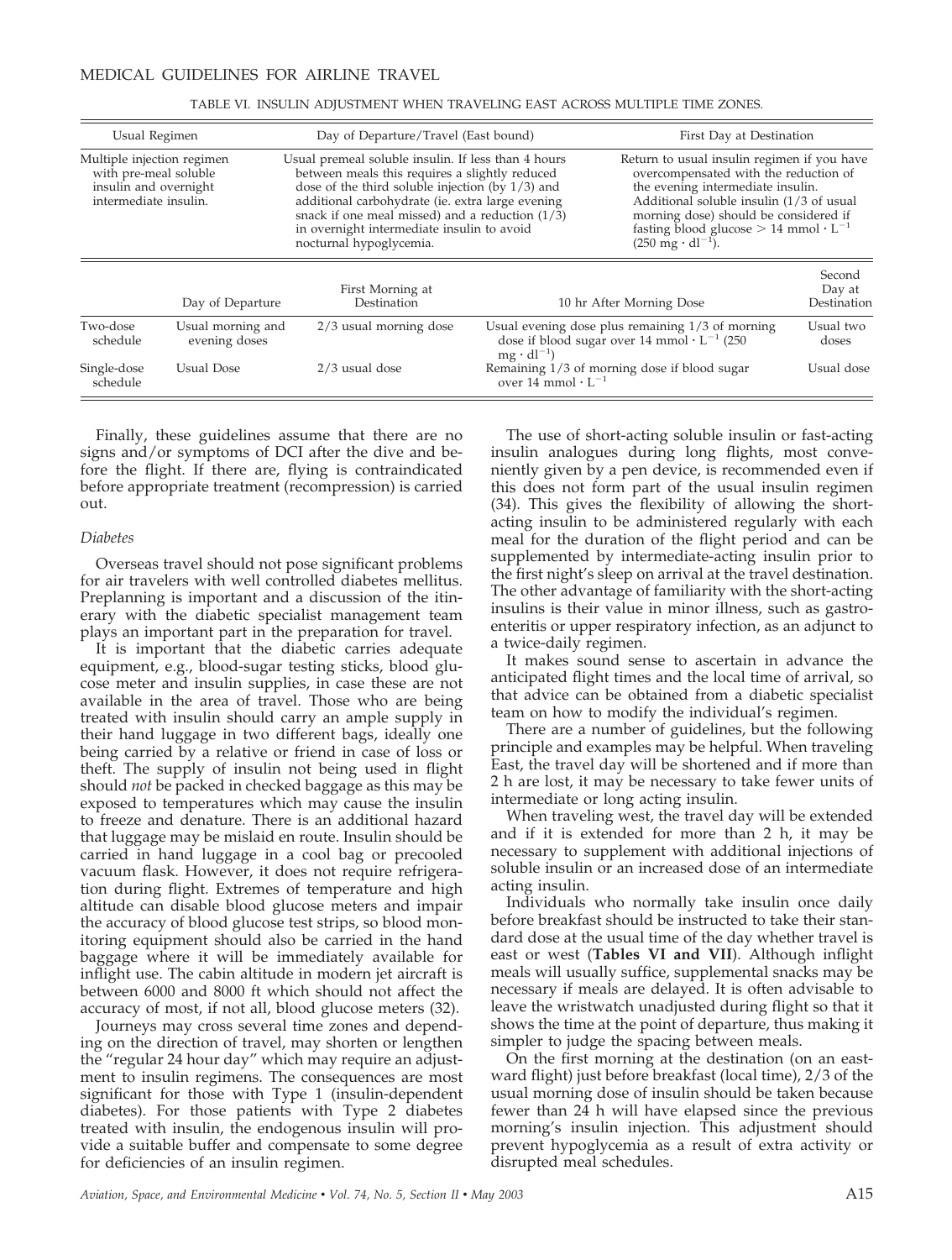TABLE VI. INSULIN ADJUSTMENT WHEN TRAVELING EAST ACROSS MULTIPLE TIME ZONES.

| Usual Regimen | Day of Departure/Travel (East bound) | First Day at Destination |
|---|---|---|
| Multiple injection regimen with pre-meal soluble insulin and overnight intermediate insulin. | Usual premeal soluble insulin. If less than 4 hours between meals this requires a slightly reduced dose of the third soluble injection (by 1/3) and additional carbohydrate (ie. extra large evening snack if one meal missed) and a reduction (1/3) in overnight intermediate insulin to avoid nocturnal hypoglycemia. | Return to usual insulin regimen if you have overcompensated with the reduction of the evening intermediate insulin. Additional soluble insulin (1/3 of usual morning dose) should be considered if fasting blood glucose > 14 mmol · $L^{-1}$ (250 mg · $dl^{-1}$). |

| | Day of Departure | First Morning at Destination | 10 hr After Morning Dose | Second Day at Destination |
|---|---|---|---|---|
| Two-dose schedule | Usual morning and evening doses | 2/3 usual morning dose | Usual evening dose plus remaining 1/3 of morning dose if blood sugar over 14 mmol · $L^{-1}$ (250 mg · $dl^{-1}$) | Usual two doses |
| Single-dose schedule | Usual Dose | 2/3 usual dose | Remaining 1/3 of morning dose if blood sugar over 14 mmol · $L^{-1}$ | Usual dose |

Finally, these guidelines assume that there are no signs and/or symptoms of DCI after the dive and before the flight. If there are, flying is contraindicated before appropriate treatment (recompression) is carried out.

### *Diabetes*

Overseas travel should not pose significant problems for air travelers with well controlled diabetes mellitus. Preplanning is important and a discussion of the itinerary with the diabetic specialist management team plays an important part in the preparation for travel.

It is important that the diabetic carries adequate equipment, e.g., blood-sugar testing sticks, blood glucose meter and insulin supplies, in case these are not available in the area of travel. Those who are being treated with insulin should carry an ample supply in their hand luggage in two different bags, ideally one being carried by a relative or friend in case of loss or theft. The supply of insulin not being used in flight should *not* be packed in checked baggage as this may be exposed to temperatures which may cause the insulin to freeze and denature. There is an additional hazard that luggage may be mislaid en route. Insulin should be carried in hand luggage in a cool bag or precooled vacuum flask. However, it does not require refrigeration during flight. Extremes of temperature and high altitude can disable blood glucose meters and impair the accuracy of blood glucose test strips, so blood monitoring equipment should also be carried in the hand baggage where it will be immediately available for inflight use. The cabin altitude in modern jet aircraft is between 6000 and 8000 ft which should not affect the accuracy of most, if not all, blood glucose meters (32).

Journeys may cross several time zones and depending on the direction of travel, may shorten or lengthen the "regular 24 hour day" which may require an adjustment to insulin regimens. The consequences are most significant for those with Type 1 (insulin-dependent diabetes). For those patients with Type 2 diabetes treated with insulin, the endogenous insulin will provide a suitable buffer and compensate to some degree for deficiencies of an insulin regimen.

The use of short-acting soluble insulin or fast-acting insulin analogues during long flights, most conveniently given by a pen device, is recommended even if this does not form part of the usual insulin regimen (34). This gives the flexibility of allowing the short-acting insulin to be administered regularly with each meal for the duration of the flight period and can be supplemented by intermediate-acting insulin prior to the first night's sleep on arrival at the travel destination. The other advantage of familiarity with the short-acting insulins is their value in minor illness, such as gastroenteritis or upper respiratory infection, as an adjunct to a twice-daily regimen.

It makes sound sense to ascertain in advance the anticipated flight times and the local time of arrival, so that advice can be obtained from a diabetic specialist team on how to modify the individual's regimen.

There are a number of guidelines, but the following principle and examples may be helpful. When traveling East, the travel day will be shortened and if more than 2 h are lost, it may be necessary to take fewer units of intermediate or long acting insulin.

When traveling west, the travel day will be extended and if it is extended for more than 2 h, it may be necessary to supplement with additional injections of soluble insulin or an increased dose of an intermediate acting insulin.

Individuals who normally take insulin once daily before breakfast should be instructed to take their standard dose at the usual time of the day whether travel is east or west (**Tables VI and VII**). Although inflight meals will usually suffice, supplemental snacks may be necessary if meals are delayed. It is often advisable to leave the wristwatch unadjusted during flight so that it shows the time at the point of departure, thus making it simpler to judge the spacing between meals.

On the first morning at the destination (on an eastward flight) just before breakfast (local time), 2/3 of the usual morning dose of insulin should be taken because fewer than 24 h will have elapsed since the previous morning's insulin injection. This adjustment should prevent hypoglycemia as a result of extra activity or disrupted meal schedules.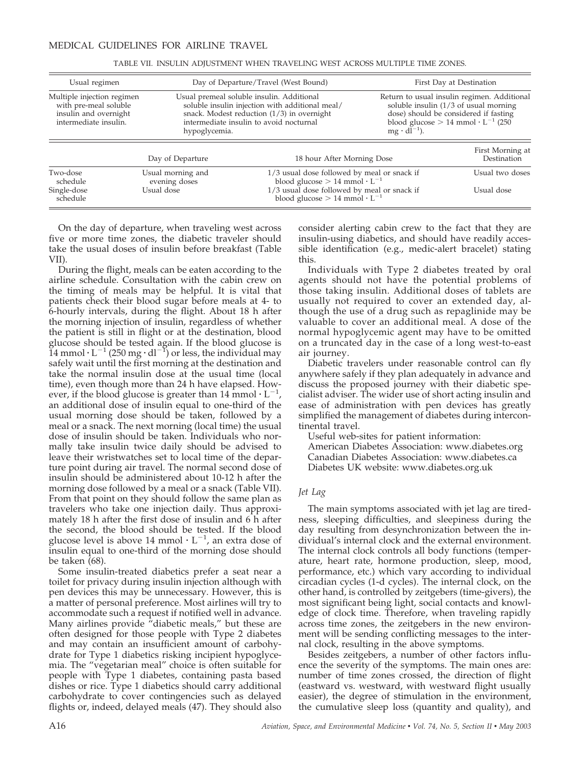TABLE VII. INSULIN ADJUSTMENT WHEN TRAVELING WEST ACROSS MULTIPLE TIME ZONES.

| Usual regimen | Day of Departure/Travel (West Bound) | First Day at Destination |
|---|---|---|
| Multiple injection regimen with pre-meal soluble insulin and overnight intermediate insulin. | Usual premeal soluble insulin. Additional soluble insulin injection with additional meal/snack. Modest reduction (1/3) in overnight intermediate insulin to avoid nocturnal hypoglycemia. | Return to usual insulin regimen. Additional soluble insulin (1/3 of usual morning dose) should be considered if fasting blood glucose > 14 mmol · L$^{-1}$ (250 mg · dl$^{-1}$). |

| | Day of Departure | 18 hour After Morning Dose | First Morning at Destination |
|---|---|---|---|
| Two-dose schedule | Usual morning and evening doses | 1/3 usual dose followed by meal or snack if blood glucose > 14 mmol · L$^{-1}$ | Usual two doses |
| Single-dose schedule | Usual dose | 1/3 usual dose followed by meal or snack if blood glucose > 14 mmol · L$^{-1}$ | Usual dose |

On the day of departure, when traveling west across five or more time zones, the diabetic traveler should take the usual doses of insulin before breakfast (Table VII).

During the flight, meals can be eaten according to the airline schedule. Consultation with the cabin crew on the timing of meals may be helpful. It is vital that patients check their blood sugar before meals at 4- to 6-hourly intervals, during the flight. About 18 h after the morning injection of insulin, regardless of whether the patient is still in flight or at the destination, blood glucose should be tested again. If the blood glucose is 14 mmol · L$^{-1}$ (250 mg · dl$^{-1}$) or less, the individual may safely wait until the first morning at the destination and take the normal insulin dose at the usual time (local time), even though more than 24 h have elapsed. However, if the blood glucose is greater than 14 mmol · L$^{-1}$, an additional dose of insulin equal to one-third of the usual morning dose should be taken, followed by a meal or a snack. The next morning (local time) the usual dose of insulin should be taken. Individuals who normally take insulin twice daily should be advised to leave their wristwatches set to local time of the departure point during air travel. The normal second dose of insulin should be administered about 10-12 h after the morning dose followed by a meal or a snack (Table VII). From that point on they should follow the same plan as travelers who take one injection daily. Thus approximately 18 h after the first dose of insulin and 6 h after the second, the blood should be tested. If the blood glucose level is above 14 mmol · L$^{-1}$, an extra dose of insulin equal to one-third of the morning dose should be taken (68).

Some insulin-treated diabetics prefer a seat near a toilet for privacy during insulin injection although with pen devices this may be unnecessary. However, this is a matter of personal preference. Most airlines will try to accommodate such a request if notified well in advance. Many airlines provide "diabetic meals," but these are often designed for those people with Type 2 diabetes and may contain an insufficient amount of carbohydrate for Type 1 diabetics risking incipient hypoglycemia. The "vegetarian meal" choice is often suitable for people with Type 1 diabetes, containing pasta based dishes or rice. Type 1 diabetics should carry additional carbohydrate to cover contingencies such as delayed flights or, indeed, delayed meals (47). They should also consider alerting cabin crew to the fact that they are insulin-using diabetics, and should have readily accessible identification (e.g., medic-alert bracelet) stating this.

Individuals with Type 2 diabetes treated by oral agents should not have the potential problems of those taking insulin. Additional doses of tablets are usually not required to cover an extended day, although the use of a drug such as repaglinide may be valuable to cover an additional meal. A dose of the normal hypoglycemic agent may have to be omitted on a truncated day in the case of a long west-to-east air journey.

Diabetic travelers under reasonable control can fly anywhere safely if they plan adequately in advance and discuss the proposed journey with their diabetic specialist adviser. The wider use of short acting insulin and ease of administration with pen devices has greatly simplified the management of diabetes during intercontinental travel.

Useful web-sites for patient information:
American Diabetes Association: www.diabetes.org
Canadian Diabetes Association: www.diabetes.ca
Diabetes UK website: www.diabetes.org.uk

### *Jet Lag*

The main symptoms associated with jet lag are tiredness, sleeping difficulties, and sleepiness during the day resulting from desynchronization between the individual's internal clock and the external environment. The internal clock controls all body functions (temperature, heart rate, hormone production, sleep, mood, performance, etc.) which vary according to individual circadian cycles (1-d cycles). The internal clock, on the other hand, is controlled by zeitgebers (time-givers), the most significant being light, social contacts and knowledge of clock time. Therefore, when traveling rapidly across time zones, the zeitgebers in the new environment will be sending conflicting messages to the internal clock, resulting in the above symptoms.

Besides zeitgebers, a number of other factors influence the severity of the symptoms. The main ones are: number of time zones crossed, the direction of flight (eastward vs. westward, with westward flight usually easier), the degree of stimulation in the environment, the cumulative sleep loss (quantity and quality), and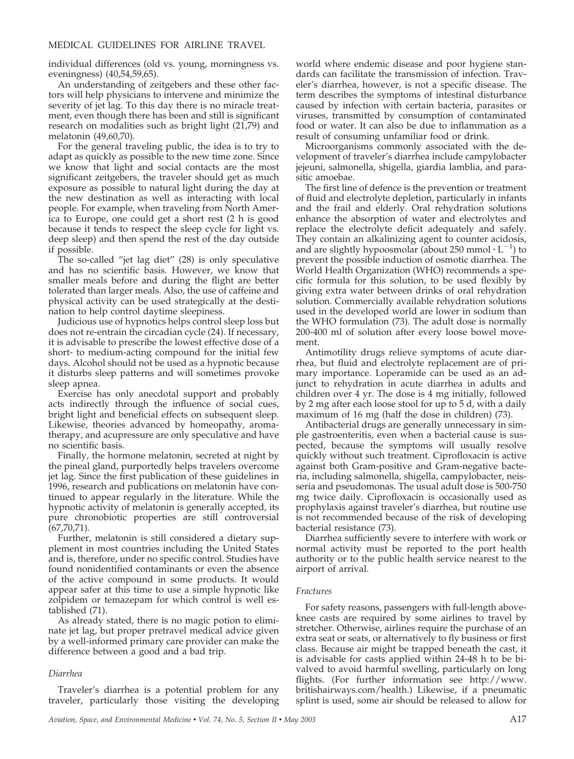individual differences (old vs. young, morningness vs. eveningness) (40,54,59,65).

An understanding of zeitgebers and these other factors will help physicians to intervene and minimize the severity of jet lag. To this day there is no miracle treatment, even though there has been and still is significant research on modalities such as bright light (21,79) and melatonin (49,60,70).

For the general traveling public, the idea is to try to adapt as quickly as possible to the new time zone. Since we know that light and social contacts are the most significant zeitgebers, the traveler should get as much exposure as possible to natural light during the day at the new destination as well as interacting with local people. For example, when traveling from North America to Europe, one could get a short rest (2 h is good because it tends to respect the sleep cycle for light vs. deep sleep) and then spend the rest of the day outside if possible.

The so-called "jet lag diet" (28) is only speculative and has no scientific basis. However, we know that smaller meals before and during the flight are better tolerated than larger meals. Also, the use of caffeine and physical activity can be used strategically at the destination to help control daytime sleepiness.

Judicious use of hypnotics helps control sleep loss but does not re-entrain the circadian cycle (24). If necessary, it is advisable to prescribe the lowest effective dose of a short- to medium-acting compound for the initial few days. Alcohol should not be used as a hypnotic because it disturbs sleep patterns and will sometimes provoke sleep apnea.

Exercise has only anecdotal support and probably acts indirectly through the influence of social cues, bright light and beneficial effects on subsequent sleep. Likewise, theories advanced by homeopathy, aromatherapy, and acupressure are only speculative and have no scientific basis.

Finally, the hormone melatonin, secreted at night by the pineal gland, purportedly helps travelers overcome jet lag. Since the first publication of these guidelines in 1996, research and publications on melatonin have continued to appear regularly in the literature. While the hypnotic activity of melatonin is generally accepted, its pure chronobiotic properties are still controversial (67,70,71).

Further, melatonin is still considered a dietary supplement in most countries including the United States and is, therefore, under no specific control. Studies have found nonidentified contaminants or even the absence of the active compound in some products. It would appear safer at this time to use a simple hypnotic like zolpidem or temazepam for which control is well established (71).

As already stated, there is no magic potion to eliminate jet lag, but proper pretravel medical advice given by a well-informed primary care provider can make the difference between a good and a bad trip.

*Diarrhea*

Traveler's diarrhea is a potential problem for any traveler, particularly those visiting the developing world where endemic disease and poor hygiene standards can facilitate the transmission of infection. Traveler's diarrhea, however, is not a specific disease. The term describes the symptoms of intestinal disturbance caused by infection with certain bacteria, parasites or viruses, transmitted by consumption of contaminated food or water. It can also be due to inflammation as a result of consuming unfamiliar food or drink.

Microorganisms commonly associated with the development of traveler's diarrhea include campylobacter jejeuni, salmonella, shigella, giardia lamblia, and parasitic amoebae.

The first line of defence is the prevention or treatment of fluid and electrolyte depletion, particularly in infants and the frail and elderly. Oral rehydration solutions enhance the absorption of water and electrolytes and replace the electrolyte deficit adequately and safely. They contain an alkalinizing agent to counter acidosis, and are slightly hypoosmolar (about 250 $mmol \cdot L^{-1}$) to prevent the possible induction of osmotic diarrhea. The World Health Organization (WHO) recommends a specific formula for this solution, to be used flexibly by giving extra water between drinks of oral rehydration solution. Commercially available rehydration solutions used in the developed world are lower in sodium than the WHO formulation (73). The adult dose is normally 200-400 ml of solution after every loose bowel movement.

Antimotility drugs relieve symptoms of acute diarrhea, but fluid and electrolyte replacement are of primary importance. Loperamide can be used as an adjunct to rehydration in acute diarrhea in adults and children over 4 yr. The dose is 4 mg initially, followed by 2 mg after each loose stool for up to 5 d, with a daily maximum of 16 mg (half the dose in children) (73).

Antibacterial drugs are generally unnecessary in simple gastroenteritis, even when a bacterial cause is suspected, because the symptoms will usually resolve quickly without such treatment. Ciprofloxacin is active against both Gram-positive and Gram-negative bacteria, including salmonella, shigella, campylobacter, neisseria and pseudomonas. The usual adult dose is 500-750 mg twice daily. Ciprofloxacin is occasionally used as prophylaxis against traveler's diarrhea, but routine use is not recommended because of the risk of developing bacterial resistance (73).

Diarrhea sufficiently severe to interfere with work or normal activity must be reported to the port health authority or to the public health service nearest to the airport of arrival.

*Fractures*

For safety reasons, passengers with full-length above-knee casts are required by some airlines to travel by stretcher. Otherwise, airlines require the purchase of an extra seat or seats, or alternatively to fly business or first class. Because air might be trapped beneath the cast, it is advisable for casts applied within 24-48 h to be bivalved to avoid harmful swelling, particularly on long flights. (For further information see http://www.britishairways.com/health.) Likewise, if a pneumatic splint is used, some air should be released to allow for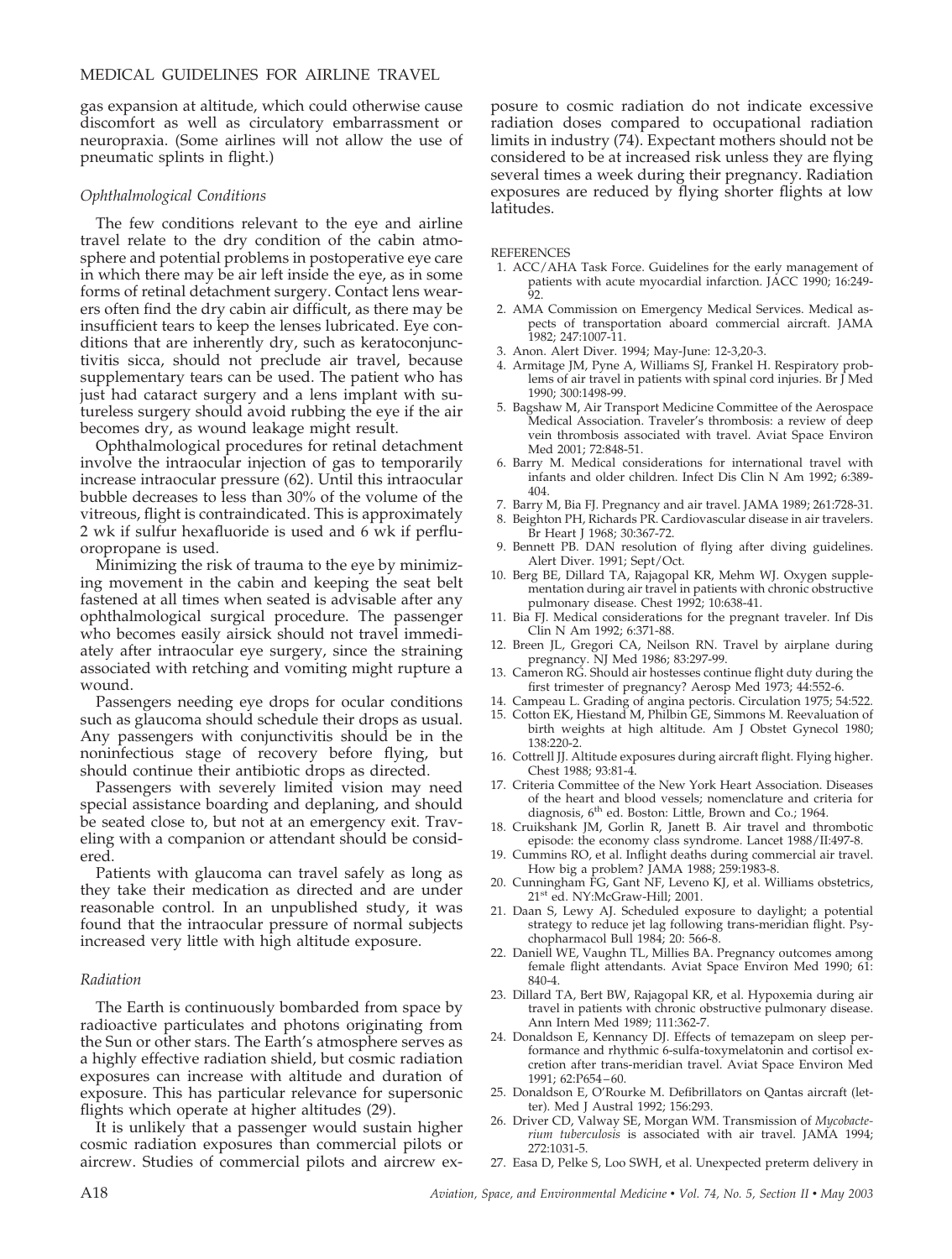gas expansion at altitude, which could otherwise cause discomfort as well as circulatory embarrassment or neuropraxia. (Some airlines will not allow the use of pneumatic splints in flight.)

### *Ophthalmological Conditions*

The few conditions relevant to the eye and airline travel relate to the dry condition of the cabin atmosphere and potential problems in postoperative eye care in which there may be air left inside the eye, as in some forms of retinal detachment surgery. Contact lens wearers often find the dry cabin air difficult, as there may be insufficient tears to keep the lenses lubricated. Eye conditions that are inherently dry, such as keratoconjunctivitis sicca, should not preclude air travel, because supplementary tears can be used. The patient who has just had cataract surgery and a lens implant with sutureless surgery should avoid rubbing the eye if the air becomes dry, as wound leakage might result.

Ophthalmological procedures for retinal detachment involve the intraocular injection of gas to temporarily increase intraocular pressure (62). Until this intraocular bubble decreases to less than 30% of the volume of the vitreous, flight is contraindicated. This is approximately 2 wk if sulfur hexafluoride is used and 6 wk if perfluoropropane is used.

Minimizing the risk of trauma to the eye by minimizing movement in the cabin and keeping the seat belt fastened at all times when seated is advisable after any ophthalmological surgical procedure. The passenger who becomes easily airsick should not travel immediately after intraocular eye surgery, since the straining associated with retching and vomiting might rupture a wound.

Passengers needing eye drops for ocular conditions such as glaucoma should schedule their drops as usual. Any passengers with conjunctivitis should be in the noninfectious stage of recovery before flying, but should continue their antibiotic drops as directed.

Passengers with severely limited vision may need special assistance boarding and deplaning, and should be seated close to, but not at an emergency exit. Traveling with a companion or attendant should be considered.

Patients with glaucoma can travel safely as long as they take their medication as directed and are under reasonable control. In an unpublished study, it was found that the intraocular pressure of normal subjects increased very little with high altitude exposure.

### *Radiation*

The Earth is continuously bombarded from space by radioactive particulates and photons originating from the Sun or other stars. The Earth's atmosphere serves as a highly effective radiation shield, but cosmic radiation exposures can increase with altitude and duration of exposure. This has particular relevance for supersonic flights which operate at higher altitudes (29).

It is unlikely that a passenger would sustain higher cosmic radiation exposures than commercial pilots or aircrew. Studies of commercial pilots and aircrew exposure to cosmic radiation do not indicate excessive radiation doses compared to occupational radiation limits in industry (74). Expectant mothers should not be considered to be at increased risk unless they are flying several times a week during their pregnancy. Radiation exposures are reduced by flying shorter flights at low latitudes.

REFERENCES

1. ACC/AHA Task Force. Guidelines for the early management of patients with acute myocardial infarction. JACC 1990; 16:249-92.
2. AMA Commission on Emergency Medical Services. Medical aspects of transportation aboard commercial aircraft. JAMA 1982; 247:1007-11.
3. Anon. Alert Diver. 1994; May-June: 12-3,20-3.
4. Armitage JM, Pyne A, Williams SJ, Frankel H. Respiratory problems of air travel in patients with spinal cord injuries. Br J Med 1990; 300:1498-99.
5. Bagshaw M, Air Transport Medicine Committee of the Aerospace Medical Association. Traveler's thrombosis: a review of deep vein thrombosis associated with travel. Aviat Space Environ Med 2001; 72:848-51.
6. Barry M. Medical considerations for international travel with infants and older children. Infect Dis Clin N Am 1992; 6:389-404.
7. Barry M, Bia FJ. Pregnancy and air travel. JAMA 1989; 261:728-31.
8. Beighton PH, Richards PR. Cardiovascular disease in air travelers. Br Heart J 1968; 30:367-72.
9. Bennett PB. DAN resolution of flying after diving guidelines. Alert Diver. 1991; Sept/Oct.
10. Berg BE, Dillard TA, Rajagopal KR, Mehm WJ. Oxygen supplementation during air travel in patients with chronic obstructive pulmonary disease. Chest 1992; 10:638-41.
11. Bia FJ. Medical considerations for the pregnant traveler. Inf Dis Clin N Am 1992; 6:371-88.
12. Breen JL, Gregori CA, Neilson RN. Travel by airplane during pregnancy. NJ Med 1986; 83:297-99.
13. Cameron RG. Should air hostesses continue flight duty during the first trimester of pregnancy? Aerosp Med 1973; 44:552-6.
14. Campeau L. Grading of angina pectoris. Circulation 1975; 54:522.
15. Cotton EK, Hiestand M, Philbin GE, Simmons M. Reevaluation of birth weights at high altitude. Am J Obstet Gynecol 1980; 138:220-2.
16. Cottrell JJ. Altitude exposures during aircraft flight. Flying higher. Chest 1988; 93:81-4.
17. Criteria Committee of the New York Heart Association. Diseases of the heart and blood vessels; nomenclature and criteria for diagnosis, 6th ed. Boston: Little, Brown and Co.; 1964.
18. Cruikshank JM, Gorlin R, Janett B. Air travel and thrombotic episode: the economy class syndrome. Lancet 1988/II:497-8.
19. Cummins RO, et al. Inflight deaths during commercial air travel. How big a problem? JAMA 1988; 259:1983-8.
20. Cunningham FG, Gant NF, Leveno KJ, et al. Williams obstetrics, 21st ed. NY:McGraw-Hill; 2001.
21. Daan S, Lewy AJ. Scheduled exposure to daylight; a potential strategy to reduce jet lag following trans-meridian flight. Psychopharmacol Bull 1984; 20: 566-8.
22. Daniell WE, Vaughn TL, Millies BA. Pregnancy outcomes among female flight attendants. Aviat Space Environ Med 1990; 61: 840-4.
23. Dillard TA, Bert BW, Rajagopal KR, et al. Hypoxemia during air travel in patients with chronic obstructive pulmonary disease. Ann Intern Med 1989; 111:362-7.
24. Donaldson E, Kennancy DJ. Effects of temazepam on sleep performance and rhythmic 6-sulfa-toxymelatonin and cortisol excretion after trans-meridian travel. Aviat Space Environ Med 1991; 62:P654–60.
25. Donaldson E, O'Rourke M. Defibrillators on Qantas aircraft (letter). Med J Austral 1992; 156:293.
26. Driver CD, Valway SE, Morgan WM. Transmission of *Mycobacterium tuberculosis* is associated with air travel. JAMA 1994; 272:1031-5.
27. Easa D, Pelke S, Loo SWH, et al. Unexpected preterm delivery in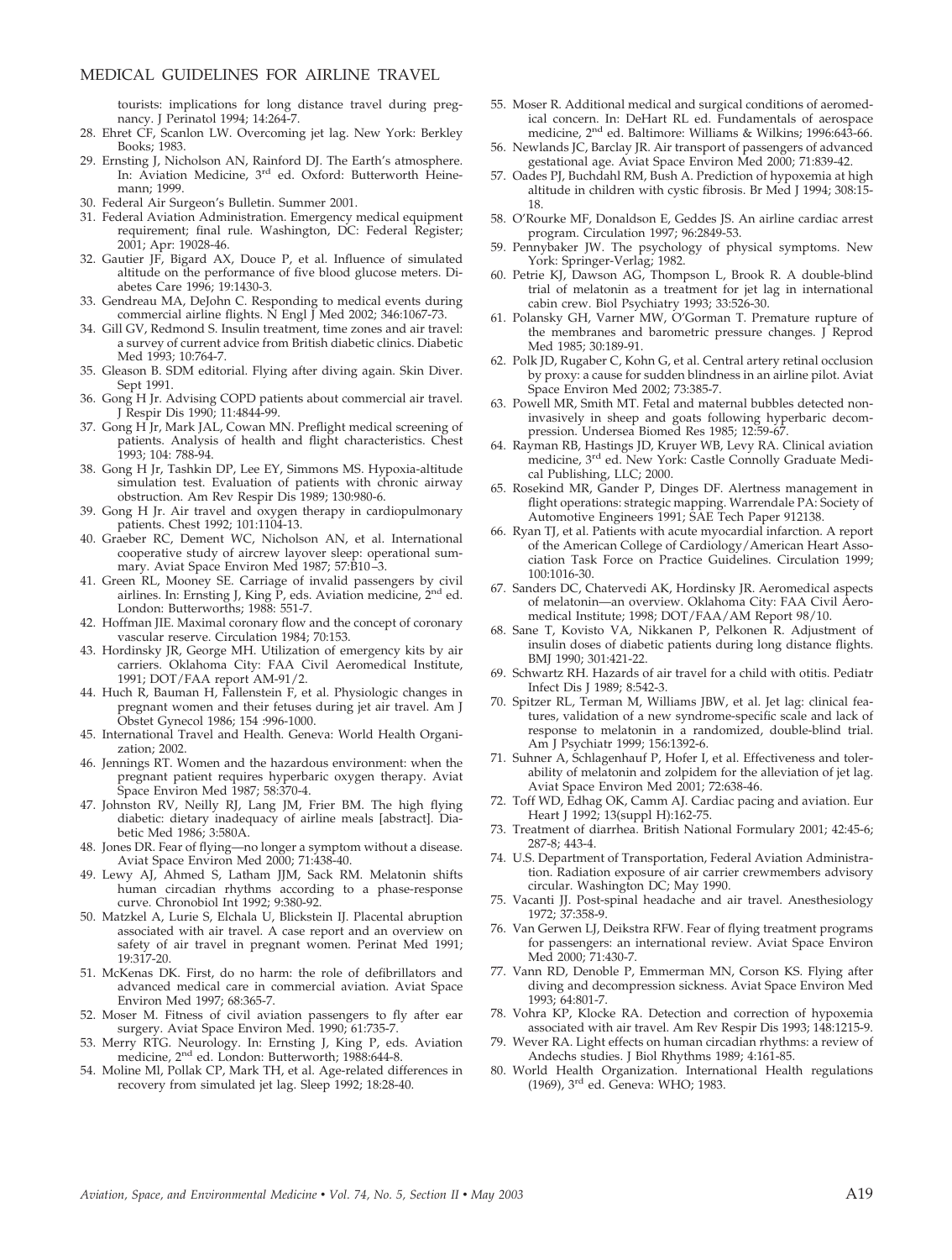tourists: implications for long distance travel during pregnancy. J Perinatol 1994; 14:264-7.

28. Ehret CF, Scanlon LW. Overcoming jet lag. New York: Berkley Books; 1983.
29. Ernsting J, Nicholson AN, Rainford DJ. The Earth's atmosphere. In: Aviation Medicine, 3rd ed. Oxford: Butterworth Heinemann; 1999.
30. Federal Air Surgeon's Bulletin. Summer 2001.
31. Federal Aviation Administration. Emergency medical equipment requirement; final rule. Washington, DC: Federal Register; 2001; Apr: 19028-46.
32. Gautier JF, Bigard AX, Douce P, et al. Influence of simulated altitude on the performance of five blood glucose meters. Diabetes Care 1996; 19:1430-3.
33. Gendreau MA, DeJohn C. Responding to medical events during commercial airline flights. N Engl J Med 2002; 346:1067-73.
34. Gill GV, Redmond S. Insulin treatment, time zones and air travel: a survey of current advice from British diabetic clinics. Diabetic Med 1993; 10:764-7.
35. Gleason B. SDM editorial. Flying after diving again. Skin Diver. Sept 1991.
36. Gong H Jr. Advising COPD patients about commercial air travel. J Respir Dis 1990; 11:4844-99.
37. Gong H Jr, Mark JAL, Cowan MN. Preflight medical screening of patients. Analysis of health and flight characteristics. Chest 1993; 104: 788-94.
38. Gong H Jr, Tashkin DP, Lee EY, Simmons MS. Hypoxia-altitude simulation test. Evaluation of patients with chronic airway obstruction. Am Rev Respir Dis 1989; 130:980-6.
39. Gong H Jr. Air travel and oxygen therapy in cardiopulmonary patients. Chest 1992; 101:1104-13.
40. Graeber RC, Dement WC, Nicholson AN, et al. International cooperative study of aircrew layover sleep: operational summary. Aviat Space Environ Med 1987; 57:B10–3.
41. Green RL, Mooney SE. Carriage of invalid passengers by civil airlines. In: Ernsting J, King P, eds. Aviation medicine, 2nd ed. London: Butterworths; 1988: 551-7.
42. Hoffman JIE. Maximal coronary flow and the concept of coronary vascular reserve. Circulation 1984; 70:153.
43. Hordinsky JR, George MH. Utilization of emergency kits by air carriers. Oklahoma City: FAA Civil Aeromedical Institute, 1991; DOT/FAA report AM-91/2.
44. Huch R, Bauman H, Fallenstein F, et al. Physiologic changes in pregnant women and their fetuses during jet air travel. Am J Obstet Gynecol 1986; 154 :996-1000.
45. International Travel and Health. Geneva: World Health Organization; 2002.
46. Jennings RT. Women and the hazardous environment: when the pregnant patient requires hyperbaric oxygen therapy. Aviat Space Environ Med 1987; 58:370-4.
47. Johnston RV, Neilly RJ, Lang JM, Frier BM. The high flying diabetic: dietary inadequacy of airline meals [abstract]. Diabetic Med 1986; 3:580A.
48. Jones DR. Fear of flying—no longer a symptom without a disease. Aviat Space Environ Med 2000; 71:438-40.
49. Lewy AJ, Ahmed S, Latham JJM, Sack RM. Melatonin shifts human circadian rhythms according to a phase-response curve. Chronobiol Int 1992; 9:380-92.
50. Matzkel A, Lurie S, Elchala U, Blickstein IJ. Placental abruption associated with air travel. A case report and an overview on safety of air travel in pregnant women. Perinat Med 1991; 19:317-20.
51. McKenas DK. First, do no harm: the role of defibrillators and advanced medical care in commercial aviation. Aviat Space Environ Med 1997; 68:365-7.
52. Moser M. Fitness of civil aviation passengers to fly after ear surgery. Aviat Space Environ Med. 1990; 61:735-7.
53. Merry RTG. Neurology. In: Ernsting J, King P, eds. Aviation medicine, 2nd ed. London: Butterworth; 1988:644-8.
54. Moline Ml, Pollak CP, Mark TH, et al. Age-related differences in recovery from simulated jet lag. Sleep 1992; 18:28-40.
55. Moser R. Additional medical and surgical conditions of aeromedical concern. In: DeHart RL ed. Fundamentals of aerospace medicine, 2nd ed. Baltimore: Williams & Wilkins; 1996:643-66.
56. Newlands JC, Barclay JR. Air transport of passengers of advanced gestational age. Aviat Space Environ Med 2000; 71:839-42.
57. Oades PJ, Buchdahl RM, Bush A. Prediction of hypoxemia at high altitude in children with cystic fibrosis. Br Med J 1994; 308:15-18.
58. O'Rourke MF, Donaldson E, Geddes JS. An airline cardiac arrest program. Circulation 1997; 96:2849-53.
59. Pennybaker JW. The psychology of physical symptoms. New York: Springer-Verlag; 1982.
60. Petrie KJ, Dawson AG, Thompson L, Brook R. A double-blind trial of melatonin as a treatment for jet lag in international cabin crew. Biol Psychiatry 1993; 33:526-30.
61. Polansky GH, Varner MW, O'Gorman T. Premature rupture of the membranes and barometric pressure changes. J Reprod Med 1985; 30:189-91.
62. Polk JD, Rugaber C, Kohn G, et al. Central artery retinal occlusion by proxy: a cause for sudden blindness in an airline pilot. Aviat Space Environ Med 2002; 73:385-7.
63. Powell MR, Smith MT. Fetal and maternal bubbles detected noninvasively in sheep and goats following hyperbaric decompression. Undersea Biomed Res 1985; 12:59-67.
64. Rayman RB, Hastings JD, Kruyer WB, Levy RA. Clinical aviation medicine, 3rd ed. New York: Castle Connolly Graduate Medical Publishing, LLC; 2000.
65. Rosekind MR, Gander P, Dinges DF. Alertness management in flight operations: strategic mapping. Warrendale PA: Society of Automotive Engineers 1991; SAE Tech Paper 912138.
66. Ryan TJ, et al. Patients with acute myocardial infarction. A report of the American College of Cardiology/American Heart Association Task Force on Practice Guidelines. Circulation 1999; 100:1016-30.
67. Sanders DC, Chatervedi AK, Hordinsky JR. Aeromedical aspects of melatonin—an overview. Oklahoma City: FAA Civil Aeromedical Institute; 1998; DOT/FAA/AM Report 98/10.
68. Sane T, Kovisto VA, Nikkanen P, Pelkonen R. Adjustment of insulin doses of diabetic patients during long distance flights. BMJ 1990; 301:421-22.
69. Schwartz RH. Hazards of air travel for a child with otitis. Pediatr Infect Dis J 1989; 8:542-3.
70. Spitzer RL, Terman M, Williams JBW, et al. Jet lag: clinical features, validation of a new syndrome-specific scale and lack of response to melatonin in a randomized, double-blind trial. Am J Psychiatr 1999; 156:1392-6.
71. Suhner A, Schlagenhauf P, Hofer I, et al. Effectiveness and tolerability of melatonin and zolpidem for the alleviation of jet lag. Aviat Space Environ Med 2001; 72:638-46.
72. Toff WD, Edhag OK, Camm AJ. Cardiac pacing and aviation. Eur Heart J 1992; 13(suppl H):162-75.
73. Treatment of diarrhea. British National Formulary 2001; 42:45-6; 287-8; 443-4.
74. U.S. Department of Transportation, Federal Aviation Administration. Radiation exposure of air carrier crewmembers advisory circular. Washington DC; May 1990.
75. Vacanti JJ. Post-spinal headache and air travel. Anesthesiology 1972; 37:358-9.
76. Van Gerwen LJ, Deikstra RFW. Fear of flying treatment programs for passengers: an international review. Aviat Space Environ Med 2000; 71:430-7.
77. Vann RD, Denoble P, Emmerman MN, Corson KS. Flying after diving and decompression sickness. Aviat Space Environ Med 1993; 64:801-7.
78. Vohra KP, Klocke RA. Detection and correction of hypoxemia associated with air travel. Am Rev Respir Dis 1993; 148:1215-9.
79. Wever RA. Light effects on human circadian rhythms: a review of Andechs studies. J Biol Rhythms 1989; 4:161-85.
80. World Health Organization. International Health regulations (1969), 3rd ed. Geneva: WHO; 1983.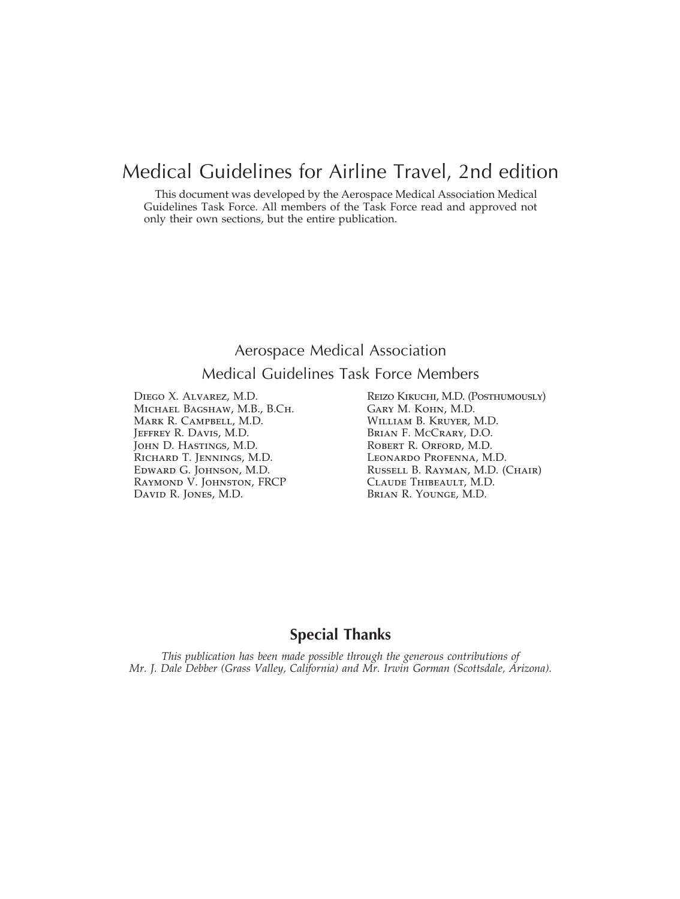# Medical Guidelines for Airline Travel, 2nd edition

This document was developed by the Aerospace Medical Association Medical Guidelines Task Force. All members of the Task Force read and approved not only their own sections, but the entire publication.

## Aerospace Medical Association
## Medical Guidelines Task Force Members

Diego X. Alvarez, M.D.
Michael Bagshaw, M.B., B.Ch.
Mark R. Campbell, M.D.
Jeffrey R. Davis, M.D.
John D. Hastings, M.D.
Richard T. Jennings, M.D.
Edward G. Johnson, M.D.
Raymond V. Johnston, FRCP
David R. Jones, M.D.
Reizo Kikuchi, M.D. (Posthumously)
Gary M. Kohn, M.D.
William B. Kruyer, M.D.
Brian F. McCrary, D.O.
Robert R. Orford, M.D.
Leonardo Profenna, M.D.
Russell B. Rayman, M.D. (Chair)
Claude Thibeault, M.D.
Brian R. Younge, M.D.

## Special Thanks

*This publication has been made possible through the generous contributions of Mr. J. Dale Debber (Grass Valley, California) and Mr. Irwin Gorman (Scottsdale, Arizona).*